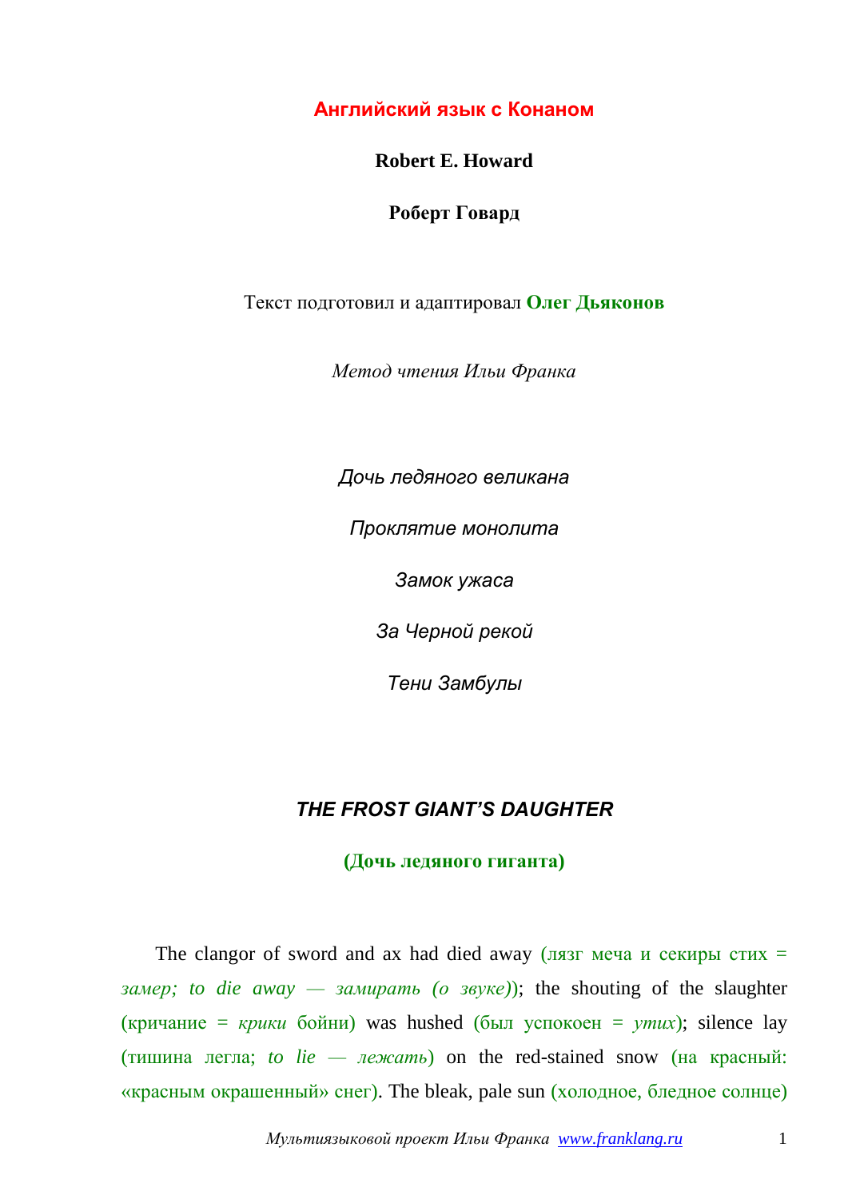**Английский язык с Конаном**

**Robert E. Howard**

**Роберт Говард**

Текст подготовил и адаптировал **Олег Дьяконов**

*Метод чтения Ильи Франка*

*Дочь ледяного великана*

*Проклятие монолита*

*Замок ужаса*

*За Черной рекой*

*Тени Замбулы*

## *THE FROST GIANT'S DAUGHTER*

**(Дочь ледяного гиганта)**

The clangor of sword and ax had died away (лязг меча и секиры стих = *замер; to die away — замирать (о звуке)*); the shouting of the slaughter (кричание = *крики* бойни) was hushed (был успокоен = *утих*); silence lay (тишина легла; *to lie — лежать*) on the red-stained snow (на красный: «красным окрашенный» снег). The bleak, pale sun (холодное, бледное солнце)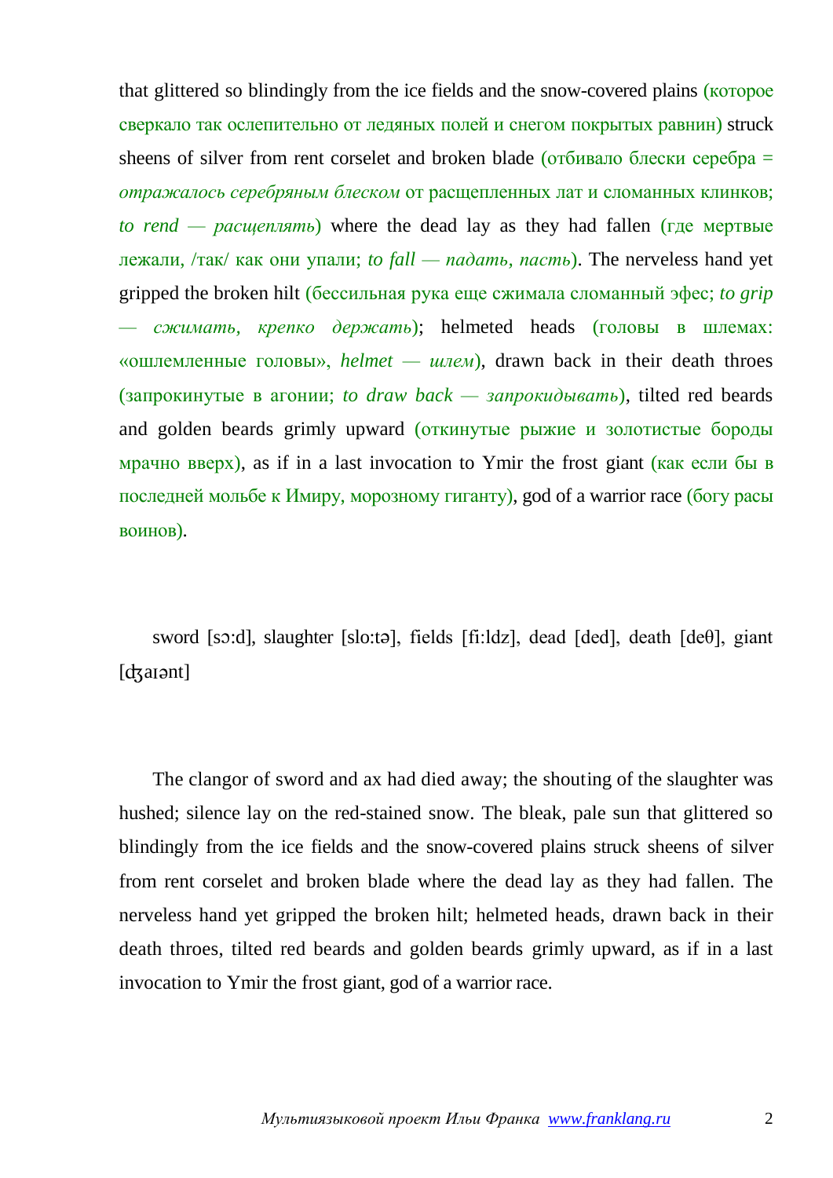that glittered so blindingly from the ice fields and the snow-covered plains (которое сверкало так ослепительно от ледяных полей и снегом покрытых равнин) struck sheens of silver from rent corselet and broken blade (отбивало блески серебра = *отражалось серебряным блеском* от расщепленных лат и сломанных клинков; *to rend — расщеплять*) where the dead lay as they had fallen (где мертвые лежали, /так/ как они упали; *to fall — падать, пасть*). The nerveless hand yet gripped the broken hilt (бессильная рука еще сжимала сломанный эфес; *to grip — сжимать, крепко держать*); helmeted heads (головы в шлемах: «ошлемленные головы», *helmet — шлем*), drawn back in their death throes (запрокинутые в агонии; *to draw back — запрокидывать*), tilted red beards and golden beards grimly upward (откинутые рыжие и золотистые бороды мрачно вверх), as if in a last invocation to Ymir the frost giant (как если бы в последней мольбе к Имиру, морозному гиганту), god of a warrior race (богу расы воинов).

sword [sɔ:d], slaughter [slo:tə], fields [fi:ldz], dead [ded], death [deθ], giant [ʤaɪənt]

The clangor of sword and ax had died away; the shouting of the slaughter was hushed; silence lay on the red-stained snow. The bleak, pale sun that glittered so blindingly from the ice fields and the snow-covered plains struck sheens of silver from rent corselet and broken blade where the dead lay as they had fallen. The nerveless hand yet gripped the broken hilt; helmeted heads, drawn back in their death throes, tilted red beards and golden beards grimly upward, as if in a last invocation to Ymir the frost giant, god of a warrior race.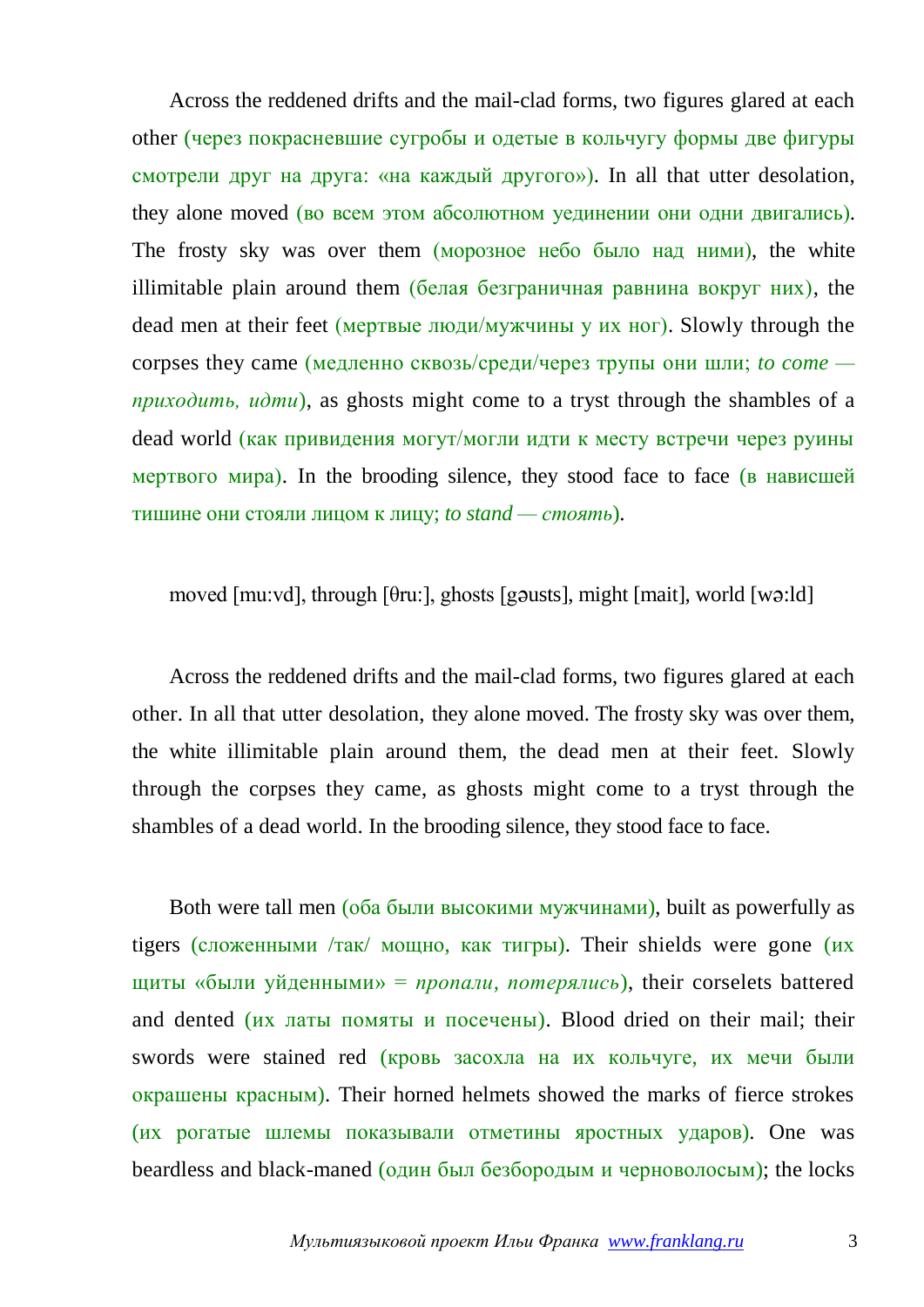Across the reddened drifts and the mail-clad forms, two figures glared at each other (через покрасневшие сугробы и одетые в кольчугу формы две фигуры смотрели друг на друга: «на каждый другого»). In all that utter desolation, they alone moved (во всем этом абсолютном уединении они одни двигались). The frosty sky was over them (морозное небо было над ними), the white illimitable plain around them (белая безграничная равнина вокруг них), the dead men at their feet (мертвые люди/мужчины у их ног). Slowly through the corpses they came (медленно сквозь/среди/через трупы они шли; *to come — приходить, идти*), as ghosts might come to a tryst through the shambles of a dead world (как привидения могут/могли идти к месту встречи через руины мертвого мира). In the brooding silence, they stood face to face (в нависшей тишине они стояли лицом к лицу; *to stand — стоять*).

moved [mu:vd], through [θru:], ghosts [gəusts], might [mait], world [wə:ld]

Across the reddened drifts and the mail-clad forms, two figures glared at each other. In all that utter desolation, they alone moved. The frosty sky was over them, the white illimitable plain around them, the dead men at their feet. Slowly through the corpses they came, as ghosts might come to a tryst through the shambles of a dead world. In the brooding silence, they stood face to face.

Both were tall men (оба были высокими мужчинами), built as powerfully as tigers (сложенными /так/ мощно, как тигры). Their shields were gone (их щиты «были уйденными» = *пропали, потерялись*), their corselets battered and dented (их латы помяты и посечены). Blood dried on their mail; their swords were stained red (кровь засохла на их кольчуге, их мечи были окрашены красным). Their horned helmets showed the marks of fierce strokes (их рогатые шлемы показывали отметины яростных ударов). One was beardless and black-maned (один был безбородым и черноволосым); the locks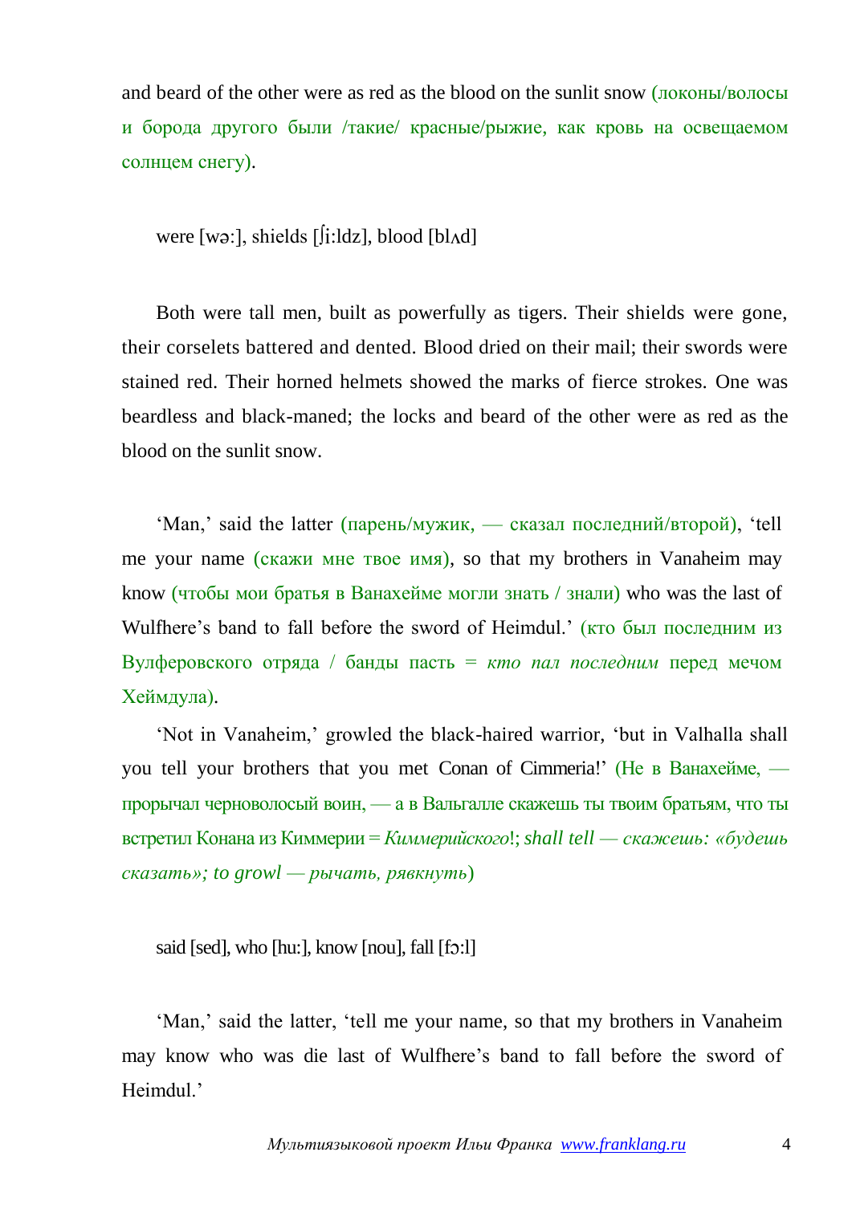and beard of the other were as red as the blood on the sunlit snow (локоны/волосы и борода другого были /такие/ красные/рыжие, как кровь на освещаемом солнцем снегу).

were [wə:], shields [ʃi:ldz], blood [blʌd]

Both were tall men, built as powerfully as tigers. Their shields were gone, their corselets battered and dented. Blood dried on their mail; their swords were stained red. Their horned helmets showed the marks of fierce strokes. One was beardless and black-maned; the locks and beard of the other were as red as the blood on the sunlit snow.

'Man,' said the latter (парень/мужик, — сказал последний/второй), 'tell me your name (скажи мне твое имя), so that my brothers in Vanaheim may know (чтобы мои братья в Ванахейме могли знать / знали) who was the last of Wulfhere's band to fall before the sword of Heimdul.' (кто был последним из Вулферовского отряда / банды пасть = *кто пал последним* перед мечом Хеймдула).

'Not in Vanaheim,' growled the black-haired warrior, 'but in Valhalla shall you tell your brothers that you met Conan of Cimmeria!' (Не в Ванахейме, — прорычал черноволосый воин, — а в Вальгалле скажешь ты твоим братьям, что ты встретил Конана из Киммерии = *Киммерийского*!; *shall tell — скажешь: «будешь сказать»; to growl — рычать, рявкнуть*)

said [sed], who [hu:], know [nou], fall [fɔ:l]

'Man,' said the latter, 'tell me your name, so that my brothers in Vanaheim may know who was die last of Wulfhere's band to fall before the sword of Heimdul.'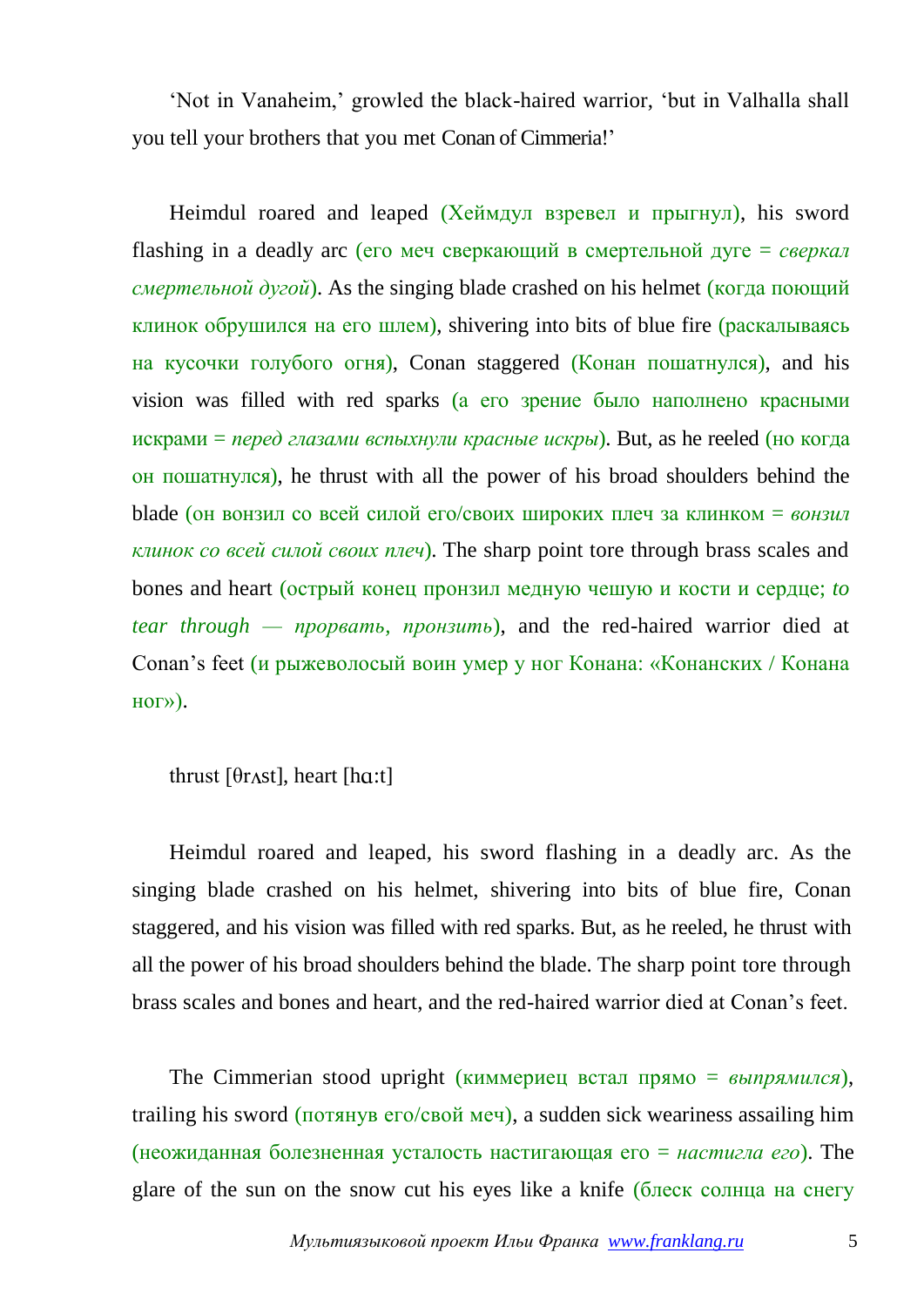'Not in Vanaheim,' growled the black-haired warrior, 'but in Valhalla shall you tell your brothers that you met Conan of Cimmeria!'

Heimdul roared and leaped (Хеймдул взревел и прыгнул), his sword flashing in a deadly arc (его меч сверкающий в смертельной дуге = *сверкал смертельной дугой*). As the singing blade crashed on his helmet (когда поющий клинок обрушился на его шлем), shivering into bits of blue fire (раскалываясь на кусочки голубого огня), Conan staggered (Конан пошатнулся), and his vision was filled with red sparks (а его зрение было наполнено красными искрами = *перед глазами вспыхнули красные искры*). But, as he reeled (но когда он пошатнулся), he thrust with all the power of his broad shoulders behind the blade (он вонзил со всей силой его/своих широких плеч за клинком = *вонзил клинок со всей силой своих плеч*). The sharp point tore through brass scales and bones and heart (острый конец пронзил медную чешую и кости и сердце; *to tear through — прорвать, пронзить*), and the red-haired warrior died at Conan's feet (и рыжеволосый воин умер у ног Конана: «Конанских / Конана ног»).

thrust [θrʌst], heart [hɑ:t]

Heimdul roared and leaped, his sword flashing in a deadly arc. As the singing blade crashed on his helmet, shivering into bits of blue fire, Conan staggered, and his vision was filled with red sparks. But, as he reeled, he thrust with all the power of his broad shoulders behind the blade. The sharp point tore through brass scales and bones and heart, and the red-haired warrior died at Conan's feet.

The Cimmerian stood upright (киммериец встал прямо = *выпрямился*), trailing his sword (потянув его/свой меч), a sudden sick weariness assailing him (неожиданная болезненная усталость настигающая его = *настигла его*). The glare of the sun on the snow cut his eyes like a knife (блеск солнца на снегу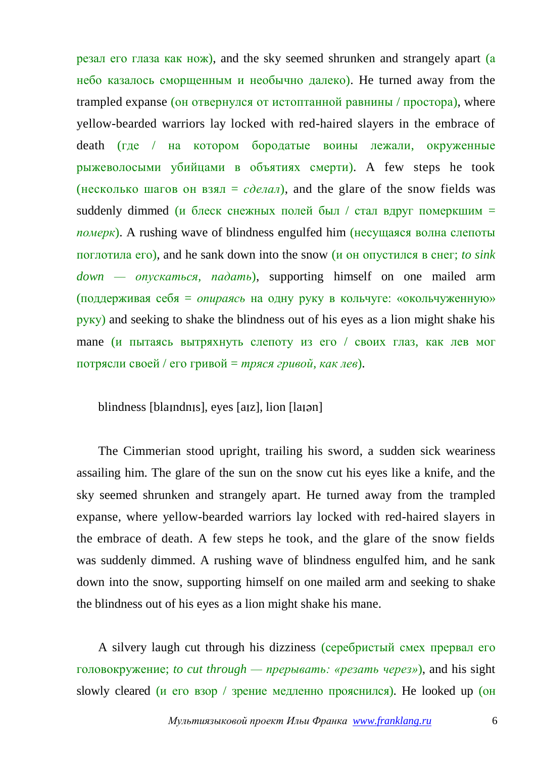резал его глаза как нож), and the sky seemed shrunken and strangely apart (а небо казалось сморщенным и необычно далеко). He turned away from the trampled expanse (он отвернулся от истоптанной равнины / простора), where yellow-bearded warriors lay locked with red-haired slayers in the embrace of death (где / на котором бородатые воины лежали, окруженные рыжеволосыми убийцами в объятиях смерти). A few steps he took (несколько шагов он взял = *сделал*), and the glare of the snow fields was suddenly dimmed (и блеск снежных полей был / стал вдруг померкшим = *померк*). A rushing wave of blindness engulfed him (несущаяся волна слепоты поглотила его), and he sank down into the snow (и он опустился в снег; *to sink down — опускаться, падать*), supporting himself on one mailed arm (поддерживая себя = *опираясь* на одну руку в кольчуге: «окольчуженную» руку) and seeking to shake the blindness out of his eyes as a lion might shake his mane (и пытаясь вытряхнуть слепоту из его / своих глаз, как лев мог потрясли своей / его гривой = *тряся гривой, как лев*).

blindness [blaɪndnɪs], eyes [aɪz], lion [laɪən]

The Cimmerian stood upright, trailing his sword, a sudden sick weariness assailing him. The glare of the sun on the snow cut his eyes like a knife, and the sky seemed shrunken and strangely apart. He turned away from the trampled expanse, where yellow-bearded warriors lay locked with red-haired slayers in the embrace of death. A few steps he took, and the glare of the snow fields was suddenly dimmed. A rushing wave of blindness engulfed him, and he sank down into the snow, supporting himself on one mailed arm and seeking to shake the blindness out of his eyes as a lion might shake his mane.

A silvery laugh cut through his dizziness (серебристый смех прервал его головокружение; *to cut through — прерывать: «резать через»*), and his sight slowly cleared (и его взор / зрение медленно прояснился). He looked up (он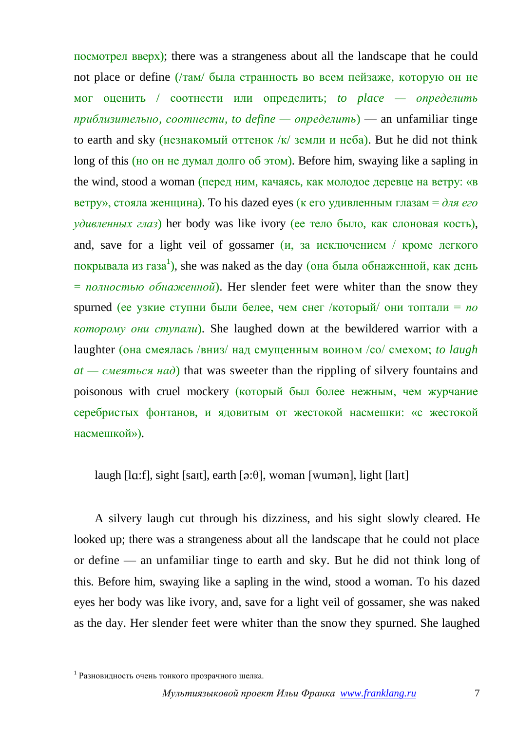посмотрел вверх); there was a strangeness about all the landscape that he could not place or define (/там/ была странность во всем пейзаже, которую он не мог оценить / соотнести или определить; *to place — определить приблизительно, соотнести, to define — определить*) — an unfamiliar tinge to earth and sky (незнакомый оттенок /к/ земли и неба). But he did not think long of this (но он не думал долго об этом). Before him, swaying like a sapling in the wind, stood a woman (перед ним, качаясь, как молодое деревце на ветру: «в ветру», стояла женщина). To his dazed eyes (к его удивленным глазам = *для его удивленных глаз*) her body was like ivory (ее тело было, как слоновая кость), and, save for a light veil of gossamer (и, за исключением / кроме легкого покрывала из газа[1]), she was naked as the day (она была обнаженной, как день = *полностью обнаженной*). Her slender feet were whiter than the snow they spurned (ее узкие ступни были белее, чем снег /который/ они топтали = *по которому они ступали*). She laughed down at the bewildered warrior with a laughter (она смеялась /вниз/ над смущенным воином /со/ смехом; *to laugh at — смеяться над*) that was sweeter than the rippling of silvery fountains and poisonous with cruel mockery (который был более нежным, чем журчание серебристых фонтанов, и ядовитым от жестокой насмешки: «с жестокой насмешкой»).

laugh [lɑ:f], sight [saɪt], earth [ə:θ], woman [wumən], light [laɪt]

A silvery laugh cut through his dizziness, and his sight slowly cleared. He looked up; there was a strangeness about all the landscape that he could not place or define — an unfamiliar tinge to earth and sky. But he did not think long of this. Before him, swaying like a sapling in the wind, stood a woman. To his dazed eyes her body was like ivory, and, save for a light veil of gossamer, she was naked as the day. Her slender feet were whiter than the snow they spurned. She laughed

[1] Разновидность очень тонкого прозрачного шелка.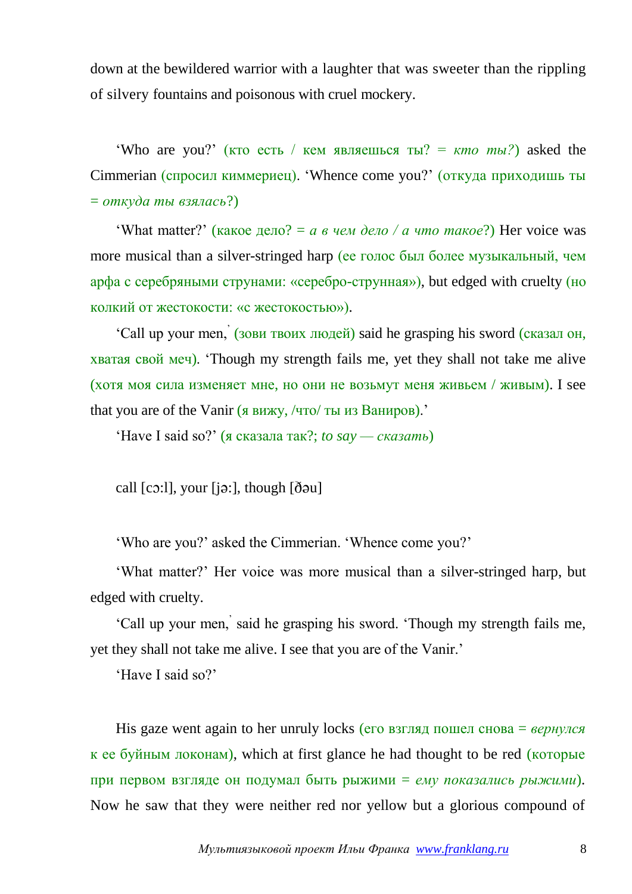down at the bewildered warrior with a laughter that was sweeter than the rippling of silvery fountains and poisonous with cruel mockery.

‘Who are you?’ (кто есть / кем являешься ты? = *кто ты?*) asked the Cimmerian (спросил киммериец). ‘Whence come you?’ (откуда приходишь ты = *откуда ты взялась*?)

‘What matter?’ (какое дело? = *а в чем дело / а что такое*?) Her voice was more musical than a silver-stringed harp (ее голос был более музыкальный, чем арфа с серебряными струнами: «серебро-струнная»), but edged with cruelty (но колкий от жестокости: «с жестокостью»).

‘Call up your men,’ (зови твоих людей) said he grasping his sword (сказал он, хватая свой меч). ‘Though my strength fails me, yet they shall not take me alive (хотя моя сила изменяет мне, но они не возьмут меня живьем / живым). I see that you are of the Vanir (я вижу, /что/ ты из Ваниров).’

‘Have I said so?’ (я сказала так?; *to say — сказать*)

call [cɔ:l], your [jə:], though [ðəu]

‘Who are you?’ asked the Cimmerian. ‘Whence come you?’

‘What matter?’ Her voice was more musical than a silver-stringed harp, but edged with cruelty.

‘Call up your men,’ said he grasping his sword. ‘Though my strength fails me, yet they shall not take me alive. I see that you are of the Vanir.’

‘Have I said so?’

His gaze went again to her unruly locks (его взгляд пошел снова = *вернулся* к ее буйным локонам), which at first glance he had thought to be red (которые при первом взгляде он подумал быть рыжими = *ему показались рыжими*). Now he saw that they were neither red nor yellow but a glorious compound of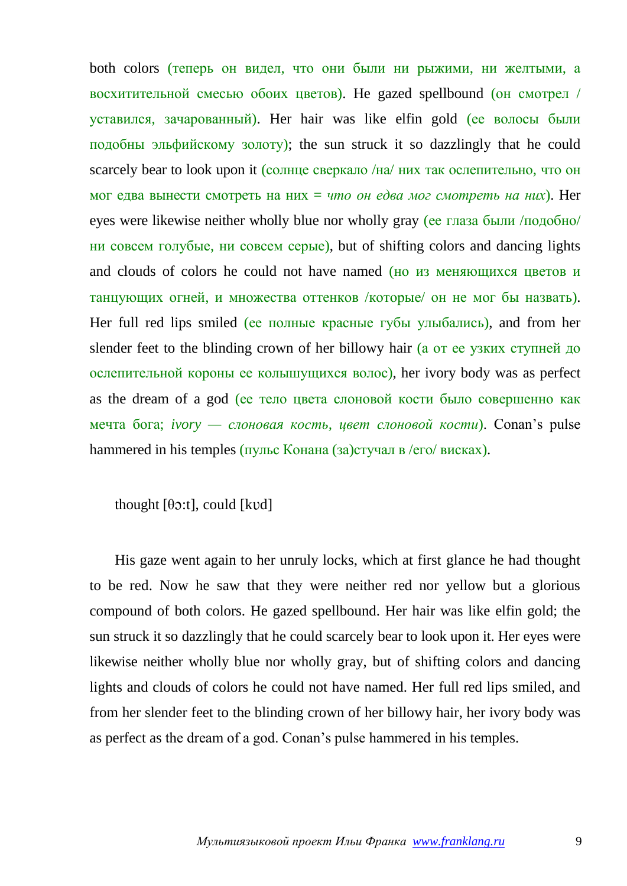both colors (теперь он видел, что они были ни рыжими, ни желтыми, а восхитительной смесью обоих цветов). He gazed spellbound (он смотрел / уставился, зачарованный). Her hair was like elfin gold (ее волосы были подобны эльфийскому золоту); the sun struck it so dazzlingly that he could scarcely bear to look upon it (солнце сверкало /на/ них так ослепительно, что он мог едва вынести смотреть на них = *что он едва мог смотреть на них*). Her eyes were likewise neither wholly blue nor wholly gray (ее глаза были /подобно/ ни совсем голубые, ни совсем серые), but of shifting colors and dancing lights and clouds of colors he could not have named (но из меняющихся цветов и танцующих огней, и множества оттенков /которые/ он не мог бы назвать). Her full red lips smiled (ее полные красные губы улыбались), and from her slender feet to the blinding crown of her billowy hair (а от ее узких ступней до ослепительной короны ее колышущихся волос), her ivory body was as perfect as the dream of a god (ее тело цвета слоновой кости было совершенно как мечта бога; *ivory — слоновая кость, цвет слоновой кости*). Conan's pulse hammered in his temples (пульс Конана (за)стучал в /его/ висках).

thought [θɔ:t], could [kʊd]

His gaze went again to her unruly locks, which at first glance he had thought to be red. Now he saw that they were neither red nor yellow but a glorious compound of both colors. He gazed spellbound. Her hair was like elfin gold; the sun struck it so dazzlingly that he could scarcely bear to look upon it. Her eyes were likewise neither wholly blue nor wholly gray, but of shifting colors and dancing lights and clouds of colors he could not have named. Her full red lips smiled, and from her slender feet to the blinding crown of her billowy hair, her ivory body was as perfect as the dream of a god. Conan's pulse hammered in his temples.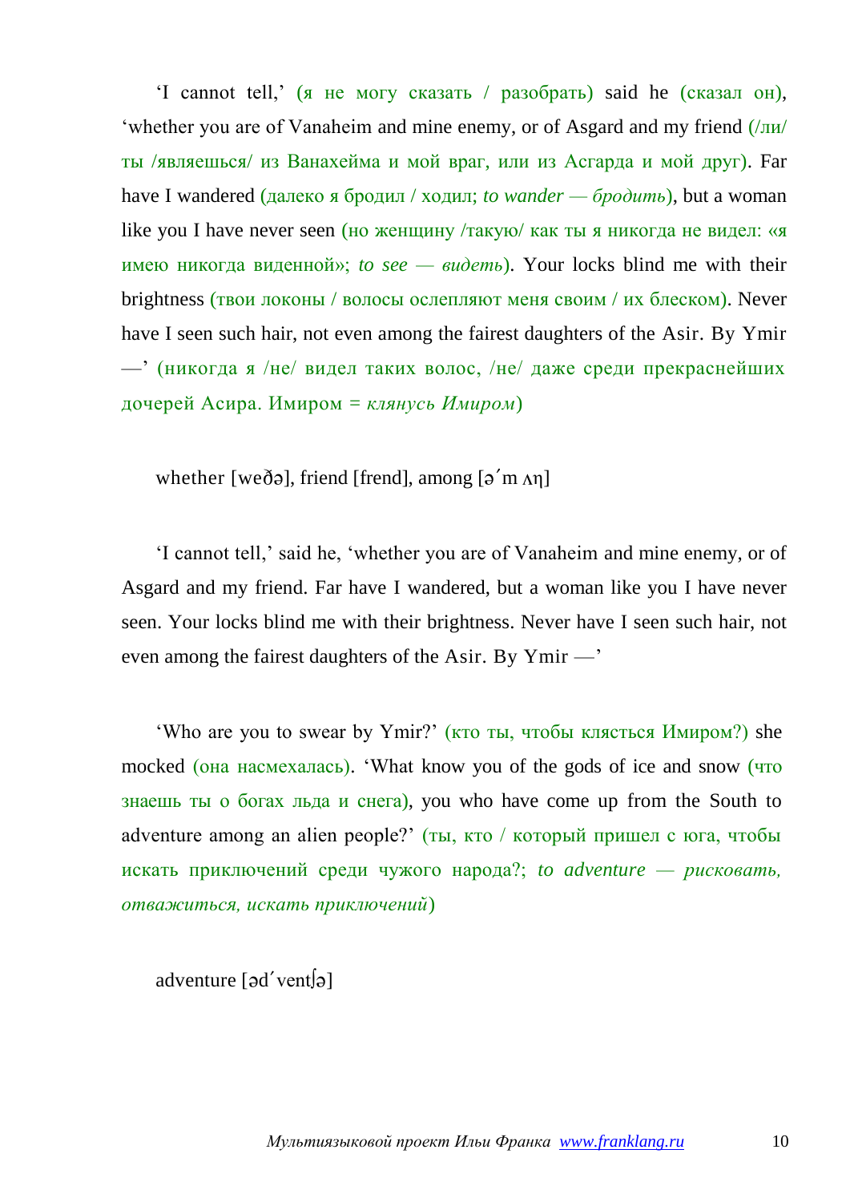‘I cannot tell,’ (я не могу сказать / разобрать) said he (сказал он), ‘whether you are of Vanaheim and mine enemy, or of Asgard and my friend (/ли/ ты /являешься/ из Ванахейма и мой враг, или из Асгарда и мой друг). Far have I wandered (далеко я бродил / ходил; *to wander — бродить*), but a woman like you I have never seen (но женщину /такую/ как ты я никогда не видел: «я имею никогда виденной»; *to see — видеть*). Your locks blind me with their brightness (твои локоны / волосы ослепляют меня своим / их блеском). Never have I seen such hair, not even among the fairest daughters of the Asir. By Ymir —’ (никогда я /не/ видел таких волос, /не/ даже среди прекраснейших дочерей Асира. Имиром = *клянусь Имиром*)

whether [weðə], friend [frend], among [ə´mʌŋ]

‘I cannot tell,’ said he, ‘whether you are of Vanaheim and mine enemy, or of Asgard and my friend. Far have I wandered, but a woman like you I have never seen. Your locks blind me with their brightness. Never have I seen such hair, not even among the fairest daughters of the Asir. By Ymir —’

‘Who are you to swear by Ymir?’ (кто ты, чтобы клясться Имиром?) she mocked (она насмехалась). ‘What know you of the gods of ice and snow (что знаешь ты о богах льда и снега), you who have come up from the South to adventure among an alien people?’ (ты, кто / который пришел с юга, чтобы искать приключений среди чужого народа?; *to adventure — рисковать, отважиться, искать приключений*)

adventure [əd´ventʃə]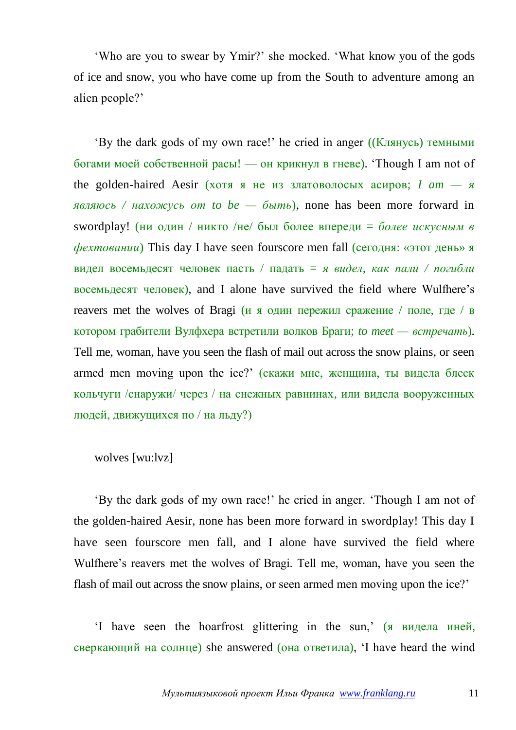'Who are you to swear by Ymir?' she mocked. 'What know you of the gods of ice and snow, you who have come up from the South to adventure among an alien people?'

'By the dark gods of my own race!' he cried in anger ((Клянусь) темными богами моей собственной расы! — он крикнул в гневе). 'Though I am not of the golden-haired Aesir (хотя я не из златоволосых асиров; *I am — я являюсь / нахожусь от to be — быть*), none has been more forward in swordplay! (ни один / никто /не/ был более впереди = *более искусным в фехтовании*) This day I have seen fourscore men fall (сегодня: «этот день» я видел восемьдесят человек пасть / падать = *я видел, как пали / погибли* восемьдесят человек), and I alone have survived the field where Wulfhere's reavers met the wolves of Bragi (и я один пережил сражение / поле, где / в котором грабители Вулфхера встретили волков Браги; *to meet — встречать*). Tell me, woman, have you seen the flash of mail out across the snow plains, or seen armed men moving upon the ice?' (скажи мне, женщина, ты видела блеск кольчуги /снаружи/ через / на снежных равнинах, или видела вооруженных людей, движущихся по / на льду?)

wolves [wu:lvz]

'By the dark gods of my own race!' he cried in anger. 'Though I am not of the golden-haired Aesir, none has been more forward in swordplay! This day I have seen fourscore men fall, and I alone have survived the field where Wulfhere's reavers met the wolves of Bragi. Tell me, woman, have you seen the flash of mail out across the snow plains, or seen armed men moving upon the ice?'

'I have seen the hoarfrost glittering in the sun,' (я видела иней, сверкающий на солнце) she answered (она ответила), 'I have heard the wind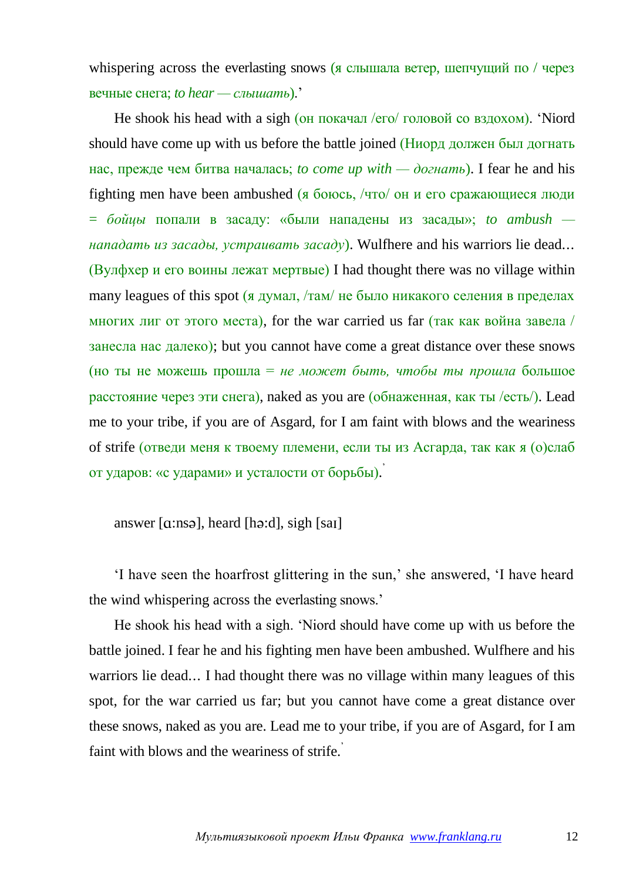whispering across the everlasting snows (я слышала ветер, шепчущий по / через вечные снега; *to hear — слышать*).'

He shook his head with a sigh (он покачал /его/ головой со вздохом). 'Niord should have come up with us before the battle joined (Ниорд должен был догнать нас, прежде чем битва началась; *to come up with — догнать*). I fear he and his fighting men have been ambushed (я боюсь, /что/ он и его сражающиеся люди = *бойцы* попали в засаду: «были нападены из засады»; *to ambush — нападать из засады, устраивать засаду*). Wulfhere and his warriors lie dead… (Вулфхер и его воины лежат мертвые) I had thought there was no village within many leagues of this spot (я думал, /там/ не было никакого селения в пределах многих лиг от этого места), for the war carried us far (так как война завела / занесла нас далеко); but you cannot have come a great distance over these snows (но ты не можешь прошла = *не может быть, чтобы ты прошла* большое расстояние через эти снега), naked as you are (обнаженная, как ты /есть/). Lead me to your tribe, if you are of Asgard, for I am faint with blows and the weariness of strife (отведи меня к твоему племени, если ты из Асгарда, так как я (о)слаб от ударов: «с ударами» и усталости от борьбы).'

answer [ɑ:nsə], heard [hə:d], sigh [saɪ]

'I have seen the hoarfrost glittering in the sun,' she answered, 'I have heard the wind whispering across the everlasting snows.'

He shook his head with a sigh. 'Niord should have come up with us before the battle joined. I fear he and his fighting men have been ambushed. Wulfhere and his warriors lie dead… I had thought there was no village within many leagues of this spot, for the war carried us far; but you cannot have come a great distance over these snows, naked as you are. Lead me to your tribe, if you are of Asgard, for I am faint with blows and the weariness of strife.'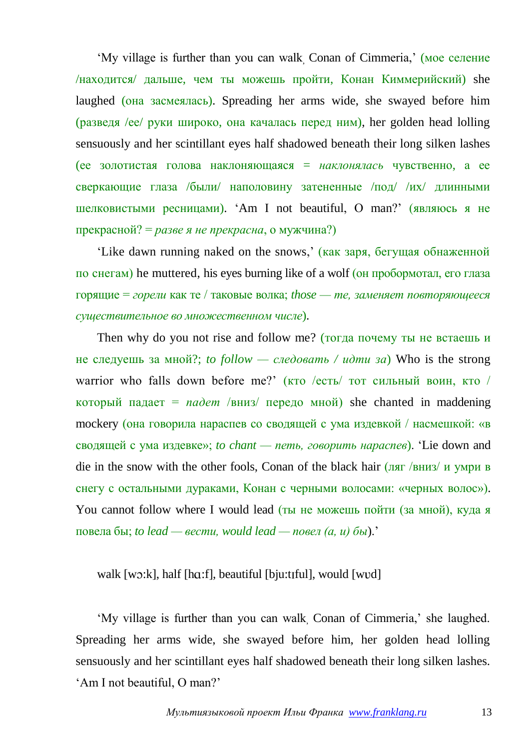'My village is further than you can walk, Conan of Cimmeria,' (мое селение /находится/ дальше, чем ты можешь пройти, Конан Киммерийский) she laughed (она засмеялась). Spreading her arms wide, she swayed before him (разведя /ее/ руки широко, она качалась перед ним), her golden head lolling sensuously and her scintillant eyes half shadowed beneath their long silken lashes (ее золотистая голова наклоняющаяся = *наклонялась* чувственно, а ее сверкающие глаза /были/ наполовину затененные /под/ /их/ длинными шелковистыми ресницами). 'Am I not beautiful, O man?' (являюсь я не прекрасной? = *разве я не прекрасна*, о мужчина?)

'Like dawn running naked on the snows,' (как заря, бегущая обнаженной по снегам) he muttered, his eyes burning like of a wolf (он пробормотал, его глаза горящие = *горели* как те / таковые волка; *those — те, заменяет повторяющееся существительное во множественном числе*).

Then why do you not rise and follow me? (тогда почему ты не встаешь и не следуешь за мной?; *to follow — следовать / идти за*) Who is the strong warrior who falls down before me?' (кто /есть/ тот сильный воин, кто / который падает = *падет* /вниз/ передо мной) she chanted in maddening mockery (она говорила нараспев со сводящей с ума издевкой / насмешкой: «в сводящей с ума издевке»; *to chant — петь, говорить нараспев*). 'Lie down and die in the snow with the other fools, Conan of the black hair (ляг /вниз/ и умри в снегу с остальными дураками, Конан с черными волосами: «черных волос»). You cannot follow where I would lead (ты не можешь пойти (за мной), куда я повела бы; *to lead — вести, would lead — повел (а, и) бы*).'

walk [wɔ:k], half [hɑ:f], beautiful [bju:tɪful], would [wʊd]

'My village is further than you can walk, Conan of Cimmeria,' she laughed. Spreading her arms wide, she swayed before him, her golden head lolling sensuously and her scintillant eyes half shadowed beneath their long silken lashes. 'Am I not beautiful, O man?'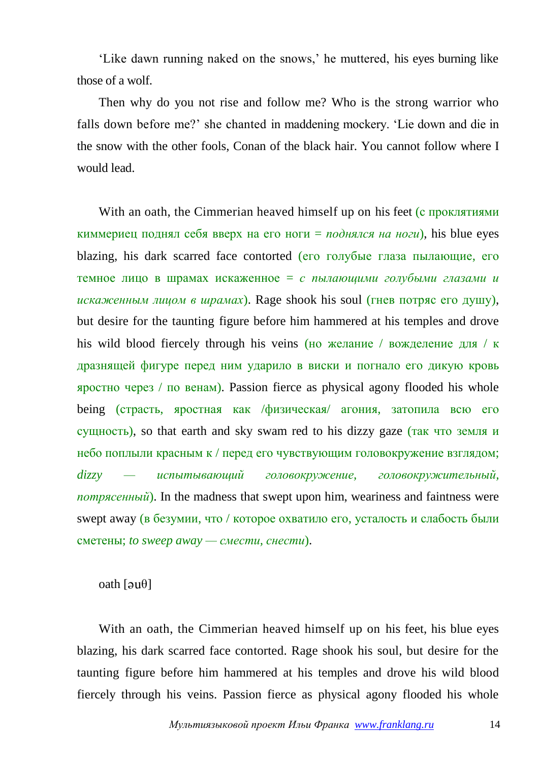‘Like dawn running naked on the snows,’ he muttered, his eyes burning like those of a wolf.

Then why do you not rise and follow me? Who is the strong warrior who falls down before me?’ she chanted in maddening mockery. ‘Lie down and die in the snow with the other fools, Conan of the black hair. You cannot follow where I would lead.

With an oath, the Cimmerian heaved himself up on his feet (с проклятиями киммериец поднял себя вверх на его ноги = *поднялся на ноги*), his blue eyes blazing, his dark scarred face contorted (его голубые глаза пылающие, его темное лицо в шрамах искаженное = *с пылающими голубыми глазами и искаженным лицом в шрамах*). Rage shook his soul (гнев потряс его душу), but desire for the taunting figure before him hammered at his temples and drove his wild blood fiercely through his veins (но желание / вожделение для / к дразнящей фигуре перед ним ударило в виски и погнало его дикую кровь яростно через / по венам). Passion fierce as physical agony flooded his whole being (страсть, яростная как /физическая/ агония, затопила всю его сущность), so that earth and sky swam red to his dizzy gaze (так что земля и небо поплыли красным к / перед его чувствующим головокружение взглядом; *dizzy — испытывающий головокружение, головокружительный, потрясенный*). In the madness that swept upon him, weariness and faintness were swept away (в безумии, что / которое охватило его, усталость и слабость были сметены; *to sweep away — смести, снести*).

oath [əuθ]

With an oath, the Cimmerian heaved himself up on his feet, his blue eyes blazing, his dark scarred face contorted. Rage shook his soul, but desire for the taunting figure before him hammered at his temples and drove his wild blood fiercely through his veins. Passion fierce as physical agony flooded his whole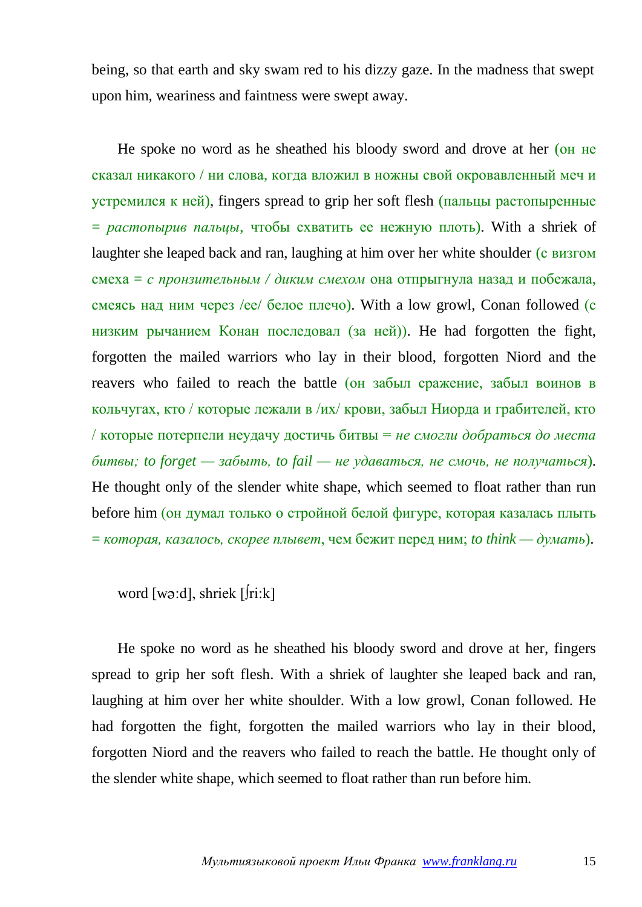being, so that earth and sky swam red to his dizzy gaze. In the madness that swept upon him, weariness and faintness were swept away.

He spoke no word as he sheathed his bloody sword and drove at her (он не сказал никакого / ни слова, когда вложил в ножны свой окровавленный меч и устремился к ней), fingers spread to grip her soft flesh (пальцы растопыренные = *растопырив пальцы*, чтобы схватить ее нежную плоть). With a shriek of laughter she leaped back and ran, laughing at him over her white shoulder (с визгом смеха = *с пронзительным / диким смехом* она отпрыгнула назад и побежала, смеясь над ним через /ее/ белое плечо). With a low growl, Conan followed (с низким рычанием Конан последовал (за ней)). He had forgotten the fight, forgotten the mailed warriors who lay in their blood, forgotten Niord and the reavers who failed to reach the battle (он забыл сражение, забыл воинов в кольчугах, кто / которые лежали в /их/ крови, забыл Ниорда и грабителей, кто / которые потерпели неудачу достичь битвы = *не смогли добраться до места битвы; to forget — забыть, to fail — не удаваться, не смочь, не получаться*). He thought only of the slender white shape, which seemed to float rather than run before him (он думал только о стройной белой фигуре, которая казалась плыть = *которая, казалось, скорее плывет*, чем бежит перед ним; *to think — думать*).

word [wə:d], shriek [ʃri:k]

He spoke no word as he sheathed his bloody sword and drove at her, fingers spread to grip her soft flesh. With a shriek of laughter she leaped back and ran, laughing at him over her white shoulder. With a low growl, Conan followed. He had forgotten the fight, forgotten the mailed warriors who lay in their blood, forgotten Niord and the reavers who failed to reach the battle. He thought only of the slender white shape, which seemed to float rather than run before him.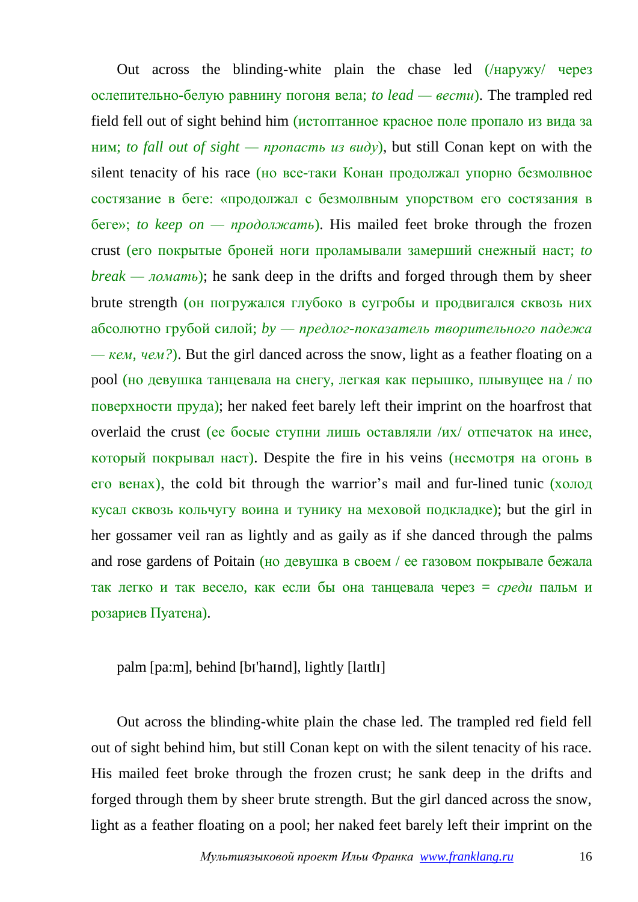Out across the blinding-white plain the chase led (/наружу/ через ослепительно-белую равнину погоня вела; *to lead — вести*). The trampled red field fell out of sight behind him (истоптанное красное поле пропало из вида за ним; *to fall out of sight — пропасть из виду*), but still Conan kept on with the silent tenacity of his race (но все-таки Конан продолжал упорно безмолвное состязание в беге: «продолжал с безмолвным упорством его состязания в беге»; *to keep on — продолжать*). His mailed feet broke through the frozen crust (его покрытые броней ноги проламывали замерший снежный наст; *to break — ломать*); he sank deep in the drifts and forged through them by sheer brute strength (он погружался глубоко в сугробы и продвигался сквозь них абсолютно грубой силой; *by — предлог-показатель творительного падежа — кем, чем?*). But the girl danced across the snow, light as a feather floating on a pool (но девушка танцевала на снегу, легкая как перышко, плывущее на / по поверхности пруда); her naked feet barely left their imprint on the hoarfrost that overlaid the crust (ее босые ступни лишь оставляли /их/ отпечаток на инее, который покрывал наст). Despite the fire in his veins (несмотря на огонь в его венах), the cold bit through the warrior's mail and fur-lined tunic (холод кусал сквозь кольчугу воина и тунику на меховой подкладке); but the girl in her gossamer veil ran as lightly and as gaily as if she danced through the palms and rose gardens of Poitain (но девушка в своем / ее газовом покрывале бежала так легко и так весело, как если бы она танцевала через = *среди* пальм и розариев Пуатена).

palm [pa:m], behind [bɪ'haɪnd], lightly [laɪtlɪ]

Out across the blinding-white plain the chase led. The trampled red field fell out of sight behind him, but still Conan kept on with the silent tenacity of his race. His mailed feet broke through the frozen crust; he sank deep in the drifts and forged through them by sheer brute strength. But the girl danced across the snow, light as a feather floating on a pool; her naked feet barely left their imprint on the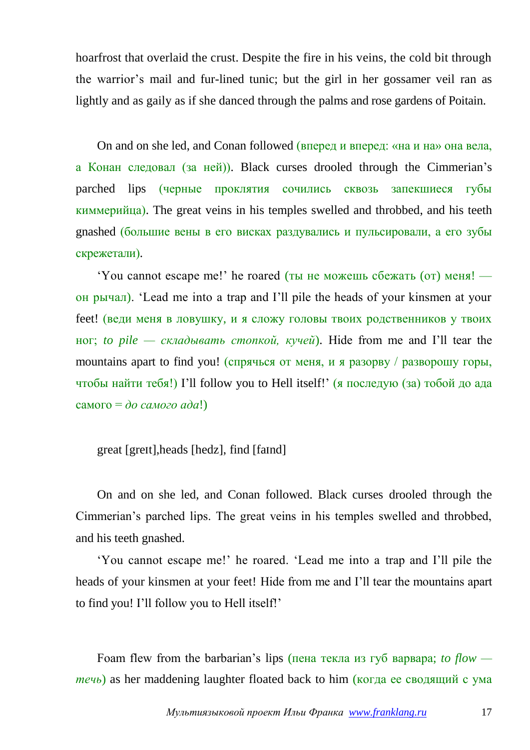hoarfrost that overlaid the crust. Despite the fire in his veins, the cold bit through the warrior's mail and fur-lined tunic; but the girl in her gossamer veil ran as lightly and as gaily as if she danced through the palms and rose gardens of Poitain.

On and on she led, and Conan followed (вперед и вперед: «на и на» она вела, а Конан следовал (за ней)). Black curses drooled through the Cimmerian's parched lips (черные проклятия сочились сквозь запекшиеся губы киммерийца). The great veins in his temples swelled and throbbed, and his teeth gnashed (большие вены в его висках раздувались и пульсировали, а его зубы скрежетали).

'You cannot escape me!' he roared (ты не можешь сбежать (от) меня! — он рычал). 'Lead me into a trap and I'll pile the heads of your kinsmen at your feet! (веди меня в ловушку, и я сложу головы твоих родственников у твоих ног; *to pile — складывать стопкой, кучей*). Hide from me and I'll tear the mountains apart to find you! (спрячься от меня, и я разорву / разворошу горы, чтобы найти тебя!) I'll follow you to Hell itself!' (я последую (за) тобой до ада самого = *до самого ада*!)

great [greɪt],heads [hedz], find [faɪnd]

On and on she led, and Conan followed. Black curses drooled through the Cimmerian's parched lips. The great veins in his temples swelled and throbbed, and his teeth gnashed.

'You cannot escape me!' he roared. 'Lead me into a trap and I'll pile the heads of your kinsmen at your feet! Hide from me and I'll tear the mountains apart to find you! I'll follow you to Hell itself!'

Foam flew from the barbarian's lips (пена текла из губ варвара; *to flow — течь*) as her maddening laughter floated back to him (когда ее сводящий с ума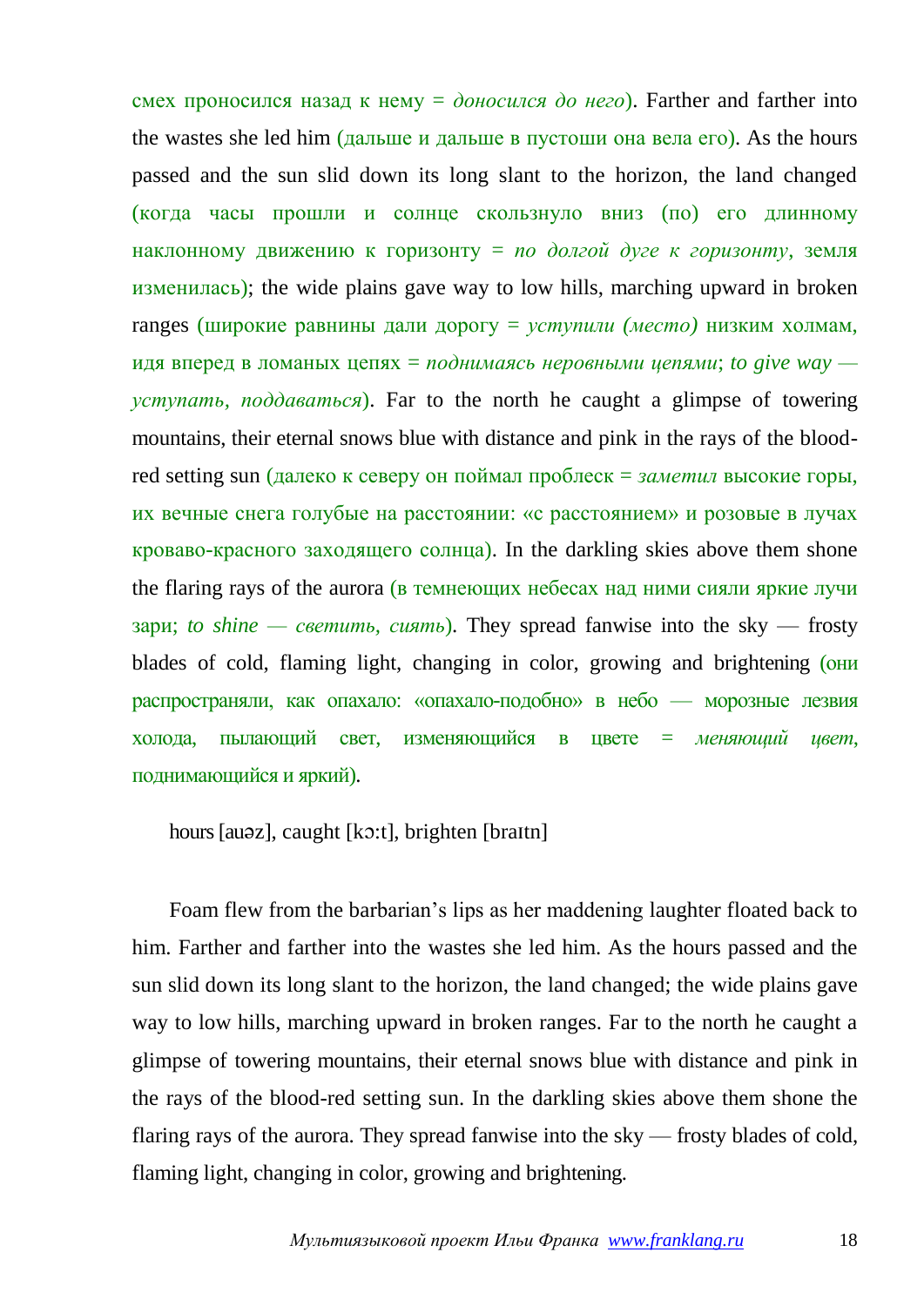смех проносился назад к нему = *доносился до него*). Farther and farther into the wastes she led him (дальше и дальше в пустоши она вела его). As the hours passed and the sun slid down its long slant to the horizon, the land changed (когда часы прошли и солнце скользнуло вниз (по) его длинному наклонному движению к горизонту = *по долгой дуге к горизонту*, земля изменилась); the wide plains gave way to low hills, marching upward in broken ranges (широкие равнины дали дорогу = *уступили (место)* низким холмам, идя вперед в ломаных цепях = *поднимаясь неровными цепями*; *to give way — уступать, поддаваться*). Far to the north he caught a glimpse of towering mountains, their eternal snows blue with distance and pink in the rays of the blood-red setting sun (далеко к северу он поймал проблеск = *заметил* высокие горы, их вечные снега голубые на расстоянии: «с расстоянием» и розовые в лучах кроваво-красного заходящего солнца). In the darkling skies above them shone the flaring rays of the aurora (в темнеющих небесах над ними сияли яркие лучи зари; *to shine — светить, сиять*). They spread fanwise into the sky — frosty blades of cold, flaming light, changing in color, growing and brightening (они распространяли, как опахало: «опахало-подобно» в небо — морозные лезвия холода, пылающий свет, изменяющийся в цвете = *меняющий цвет*, поднимающийся и яркий).

hours [auəz], caught [kɔ:t], brighten [braɪtn]

Foam flew from the barbarian's lips as her maddening laughter floated back to him. Farther and farther into the wastes she led him. As the hours passed and the sun slid down its long slant to the horizon, the land changed; the wide plains gave way to low hills, marching upward in broken ranges. Far to the north he caught a glimpse of towering mountains, their eternal snows blue with distance and pink in the rays of the blood-red setting sun. In the darkling skies above them shone the flaring rays of the aurora. They spread fanwise into the sky — frosty blades of cold, flaming light, changing in color, growing and brightening.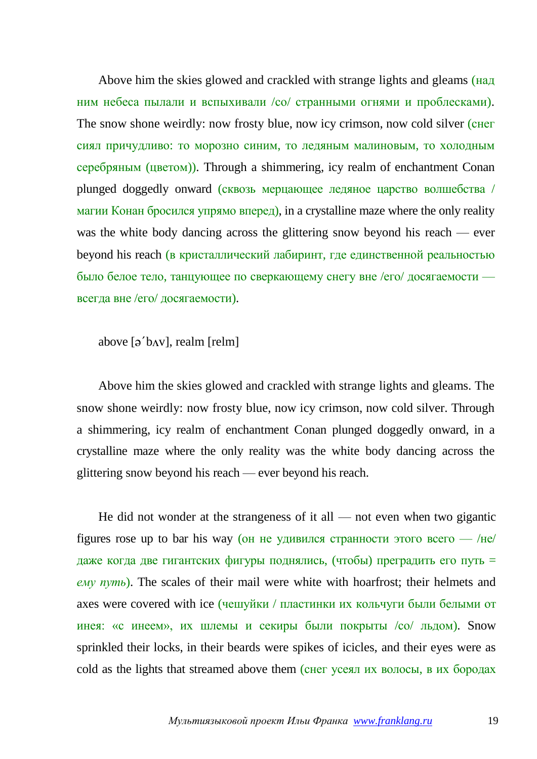Above him the skies glowed and crackled with strange lights and gleams (над ним небеса пылали и вспыхивали /со/ странными огнями и проблесками). The snow shone weirdly: now frosty blue, now icy crimson, now cold silver (снег сиял причудливо: то морозно синим, то ледяным малиновым, то холодным серебряным (цветом)). Through a shimmering, icy realm of enchantment Conan plunged doggedly onward (сквозь мерцающее ледяное царство волшебства / магии Конан бросился упрямо вперед), in a crystalline maze where the only reality was the white body dancing across the glittering snow beyond his reach — ever beyond his reach (в кристаллический лабиринт, где единственной реальностью было белое тело, танцующее по сверкающему снегу вне /его/ досягаемости — всегда вне /его/ досягаемости).

above [əˊbʌv], realm [relm]

Above him the skies glowed and crackled with strange lights and gleams. The snow shone weirdly: now frosty blue, now icy crimson, now cold silver. Through a shimmering, icy realm of enchantment Conan plunged doggedly onward, in a crystalline maze where the only reality was the white body dancing across the glittering snow beyond his reach — ever beyond his reach.

He did not wonder at the strangeness of it all — not even when two gigantic figures rose up to bar his way (он не удивился странности этого всего — /не/ даже когда две гигантских фигуры поднялись, (чтобы) преградить его путь = *ему путь*). The scales of their mail were white with hoarfrost; their helmets and axes were covered with ice (чешуйки / пластинки их кольчуги были белыми от инея: «с инеем», их шлемы и секиры были покрыты /со/ льдом). Snow sprinkled their locks, in their beards were spikes of icicles, and their eyes were as cold as the lights that streamed above them (снег усеял их волосы, в их бородах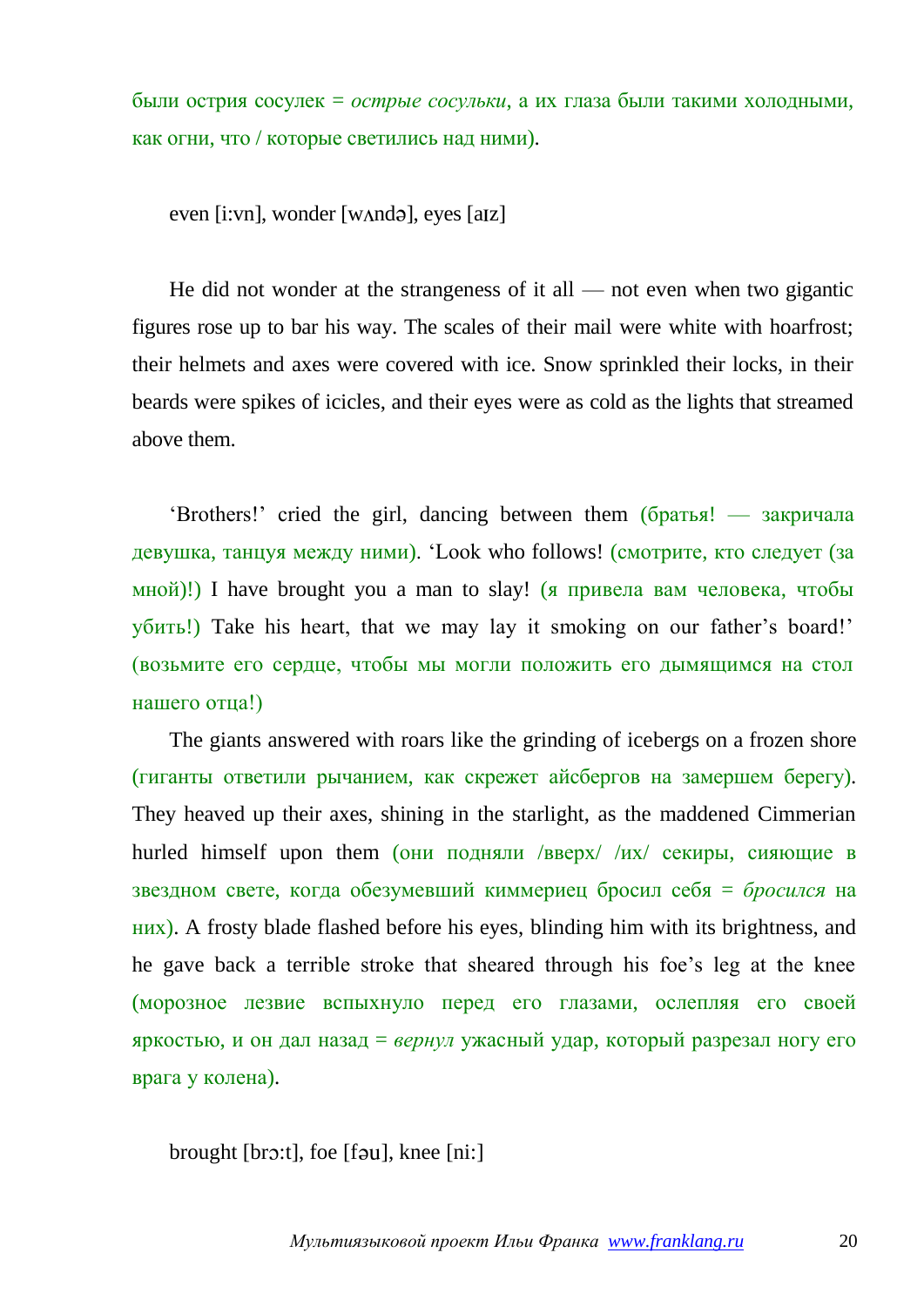были острия сосулек = *острые сосульки*, а их глаза были такими холодными, как огни, что / которые светились над ними).

even [i:vn], wonder [wʌndə], eyes [aɪz]

He did not wonder at the strangeness of it all — not even when two gigantic figures rose up to bar his way. The scales of their mail were white with hoarfrost; their helmets and axes were covered with ice. Snow sprinkled their locks, in their beards were spikes of icicles, and their eyes were as cold as the lights that streamed above them.

'Brothers!' cried the girl, dancing between them (братья! — закричала девушка, танцуя между ними). 'Look who follows! (смотрите, кто следует (за мной)!) I have brought you a man to slay! (я привела вам человека, чтобы убить!) Take his heart, that we may lay it smoking on our father's board!' (возьмите его сердце, чтобы мы могли положить его дымящимся на стол нашего отца!)

The giants answered with roars like the grinding of icebergs on a frozen shore (гиганты ответили рычанием, как скрежет айсбергов на замершем берегу). They heaved up their axes, shining in the starlight, as the maddened Cimmerian hurled himself upon them (они подняли /вверх/ /их/ секиры, сияющие в звездном свете, когда обезумевший киммериец бросил себя = *бросился* на них). A frosty blade flashed before his eyes, blinding him with its brightness, and he gave back a terrible stroke that sheared through his foe's leg at the knee (морозное лезвие вспыхнуло перед его глазами, ослепляя его своей яркостью, и он дал назад = *вернул* ужасный удар, который разрезал ногу его врага у колена).

brought [brɔ:t], foe [fəu], knee [ni:]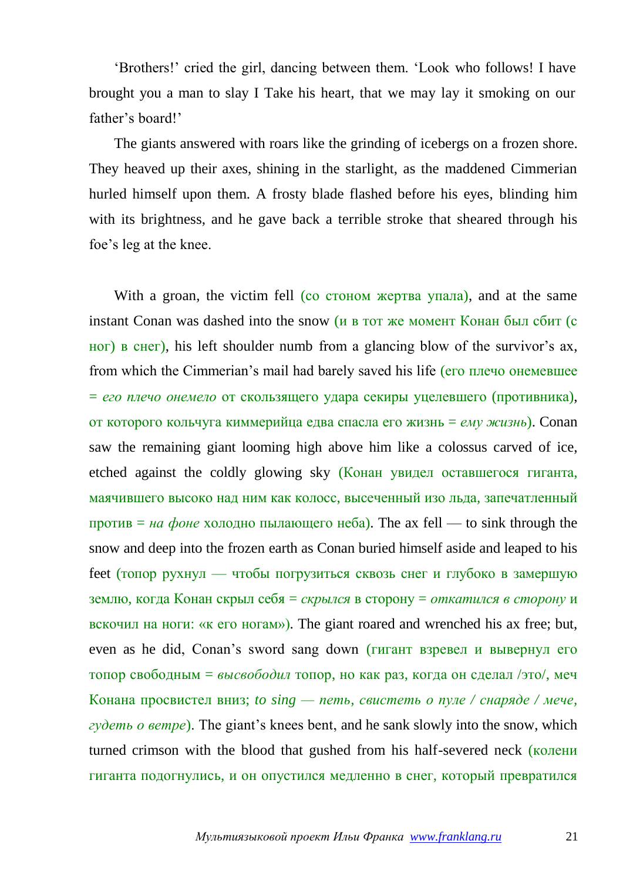'Brothers!' cried the girl, dancing between them. 'Look who follows! I have brought you a man to slay I Take his heart, that we may lay it smoking on our father's board!'

The giants answered with roars like the grinding of icebergs on a frozen shore. They heaved up their axes, shining in the starlight, as the maddened Cimmerian hurled himself upon them. A frosty blade flashed before his eyes, blinding him with its brightness, and he gave back a terrible stroke that sheared through his foe's leg at the knee.

With a groan, the victim fell (со стоном жертва упала), and at the same instant Conan was dashed into the snow (и в тот же момент Конан был сбит (с ног) в снег), his left shoulder numb from a glancing blow of the survivor's ax, from which the Cimmerian's mail had barely saved his life (его плечо онемевшее = *его плечо онемело* от скользящего удара секиры уцелевшего (противника), от которого кольчуга киммерийца едва спасла его жизнь = *ему жизнь*). Conan saw the remaining giant looming high above him like a colossus carved of ice, etched against the coldly glowing sky (Конан увидел оставшегося гиганта, маячившего высоко над ним как колосс, высеченный изо льда, запечатленный против = *на фоне* холодно пылающего неба). The ax fell — to sink through the snow and deep into the frozen earth as Conan buried himself aside and leaped to his feet (топор рухнул — чтобы погрузиться сквозь снег и глубоко в замершую землю, когда Конан скрыл себя = *скрылся* в сторону = *откатился в сторону* и вскочил на ноги: «к его ногам»). The giant roared and wrenched his ax free; but, even as he did, Conan's sword sang down (гигант взревел и вывернул его топор свободным = *высвободил* топор, но как раз, когда он сделал /это/, меч Конана просвистел вниз; *to sing — петь, свистеть о пуле / снаряде / мече, гудеть о ветре*). The giant's knees bent, and he sank slowly into the snow, which turned crimson with the blood that gushed from his half-severed neck (колени гиганта подогнулись, и он опустился медленно в снег, который превратился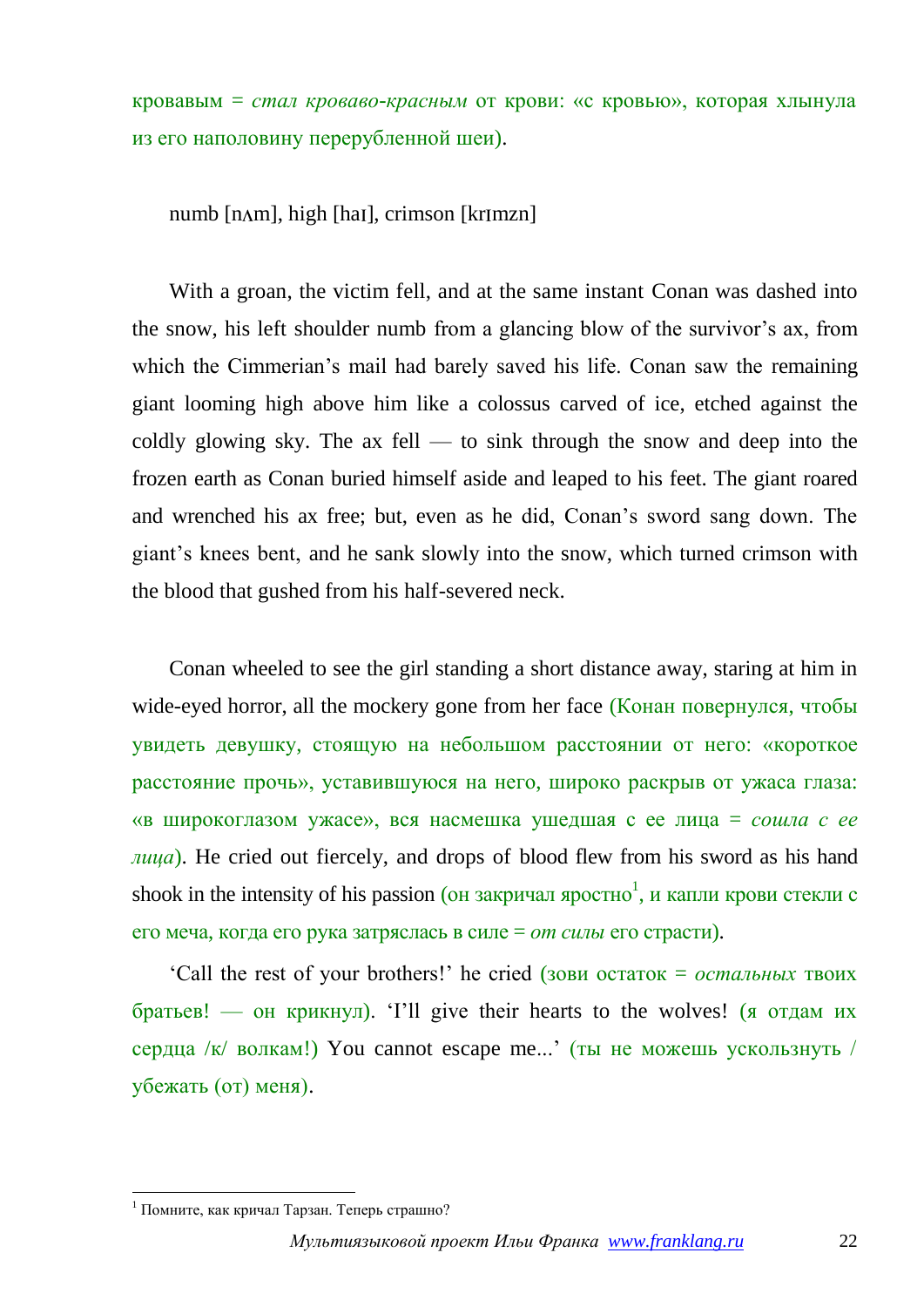кровавым = *стал кроваво-красным* от крови: «с кровью», которая хлынула из его наполовину перерубленной шеи).

numb [nʌm], high [haɪ], crimson [krɪmzn]

With a groan, the victim fell, and at the same instant Conan was dashed into the snow, his left shoulder numb from a glancing blow of the survivor's ax, from which the Cimmerian's mail had barely saved his life. Conan saw the remaining giant looming high above him like a colossus carved of ice, etched against the coldly glowing sky. The ax fell — to sink through the snow and deep into the frozen earth as Conan buried himself aside and leaped to his feet. The giant roared and wrenched his ax free; but, even as he did, Conan's sword sang down. The giant's knees bent, and he sank slowly into the snow, which turned crimson with the blood that gushed from his half-severed neck.

Conan wheeled to see the girl standing a short distance away, staring at him in wide-eyed horror, all the mockery gone from her face (Конан повернулся, чтобы увидеть девушку, стоящую на небольшом расстоянии от него: «короткое расстояние прочь», уставившуюся на него, широко раскрыв от ужаса глаза: «в широкоглазом ужасе», вся насмешка ушедшая с ее лица = *сошла с ее лица*). He cried out fiercely, and drops of blood flew from his sword as his hand shook in the intensity of his passion (он закричал яростно[1], и капли крови стекли с его меча, когда его рука затряслась в силе = *от силы* его страсти).

'Call the rest of your brothers!' he cried (зови остаток = *остальных* твоих братьев! — он крикнул). 'I'll give their hearts to the wolves! (я отдам их сердца /к/ волкам!) You cannot escape me...' (ты не можешь ускользнуть / убежать (от) меня).

---

[1] Помните, как кричал Тарзан. Теперь страшно?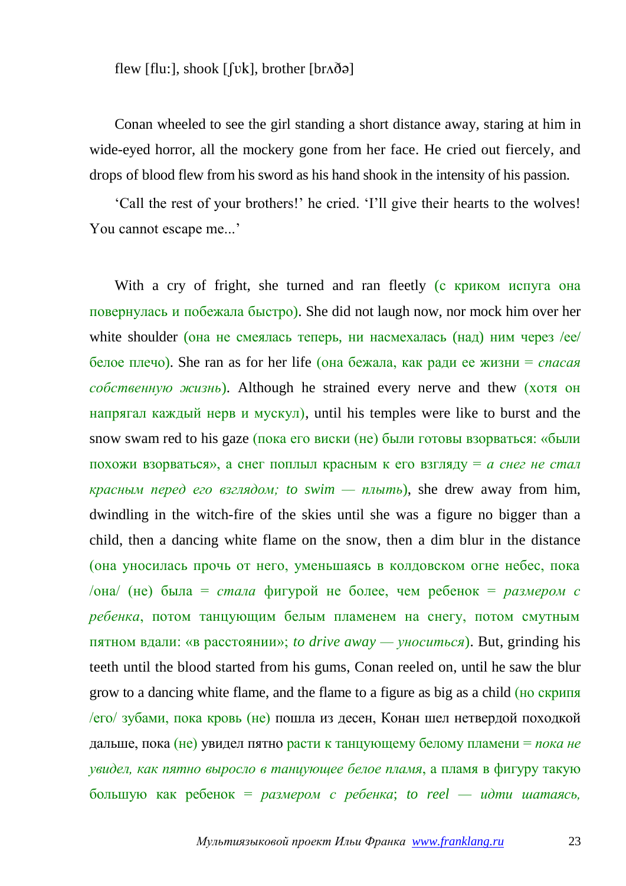flew [flu:], shook [ʃʊk], brother [brʌðə]

Conan wheeled to see the girl standing a short distance away, staring at him in wide-eyed horror, all the mockery gone from her face. He cried out fiercely, and drops of blood flew from his sword as his hand shook in the intensity of his passion.

'Call the rest of your brothers!' he cried. 'I'll give their hearts to the wolves! You cannot escape me...'

With a cry of fright, she turned and ran fleetly (с криком испуга она повернулась и побежала быстро). She did not laugh now, nor mock him over her white shoulder (она не смеялась теперь, ни насмехалась (над) ним через /ее/ белое плечо). She ran as for her life (она бежала, как ради ее жизни = *спасая собственную жизнь*). Although he strained every nerve and thew (хотя он напрягал каждый нерв и мускул), until his temples were like to burst and the snow swam red to his gaze (пока его виски (не) были готовы взорваться: «были похожи взорваться», а снег поплыл красным к его взгляду = *а снег не стал красным перед его взглядом; to swim — плыть*), she drew away from him, dwindling in the witch-fire of the skies until she was a figure no bigger than a child, then a dancing white flame on the snow, then a dim blur in the distance (она уносилась прочь от него, уменьшаясь в колдовском огне небес, пока /она/ (не) была = *стала* фигурой не более, чем ребенок = *размером с ребенка*, потом танцующим белым пламенем на снегу, потом смутным пятном вдали: «в расстоянии»; *to drive away — уноситься*). But, grinding his teeth until the blood started from his gums, Conan reeled on, until he saw the blur grow to a dancing white flame, and the flame to a figure as big as a child (но скрипя /его/ зубами, пока кровь (не) пошла из десен, Конан шел нетвердой походкой дальше, пока (не) увидел пятно расти к танцующему белому пламени = *пока не увидел, как пятно выросло в танцующее белое пламя*, а пламя в фигуру такую большую как ребенок = *размером с ребенка*; *to reel — идти шатаясь,*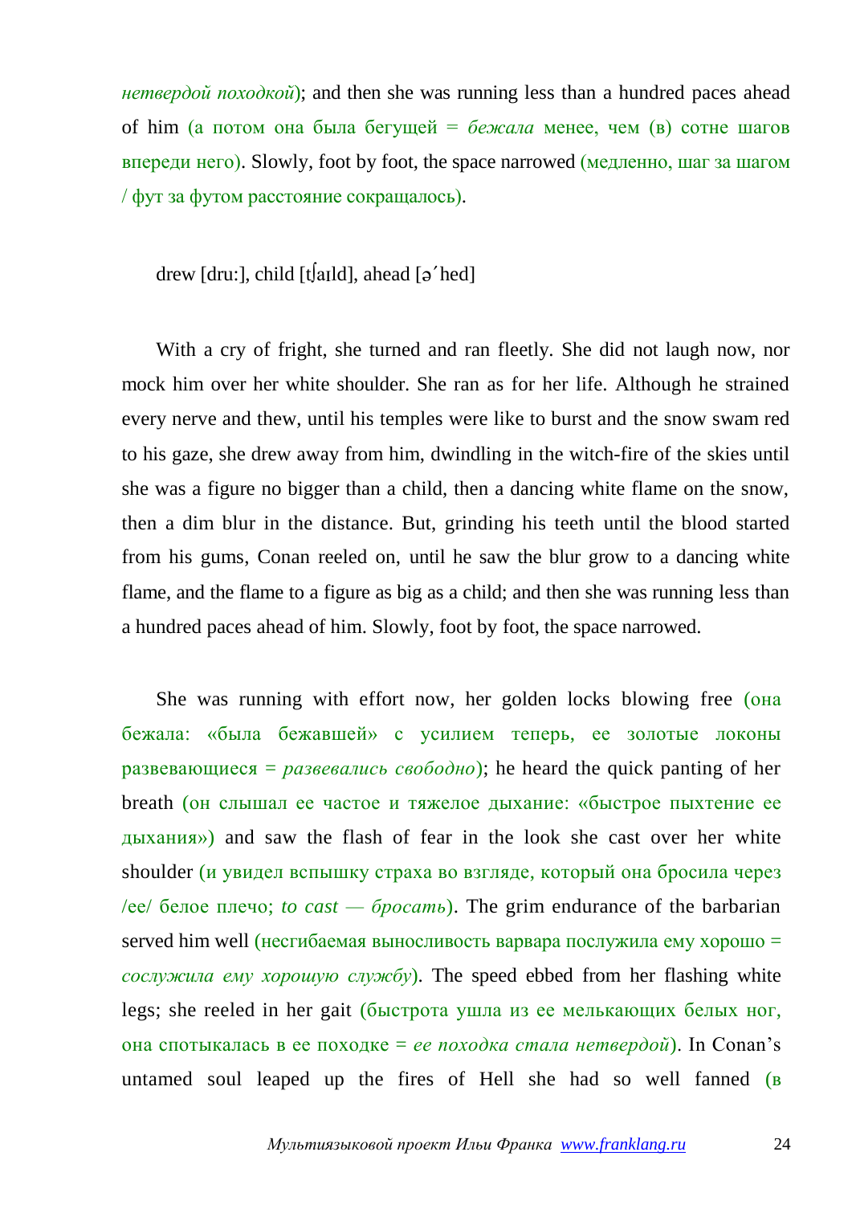*нетвердой походкой*); and then she was running less than a hundred paces ahead of him (а потом она была бегущей = *бежала* менее, чем (в) сотне шагов впереди него). Slowly, foot by foot, the space narrowed (медленно, шаг за шагом / фут за футом расстояние сокращалось).

drew [dru:], child [tʃaɪld], ahead [əˊhed]

With a cry of fright, she turned and ran fleetly. She did not laugh now, nor mock him over her white shoulder. She ran as for her life. Although he strained every nerve and thew, until his temples were like to burst and the snow swam red to his gaze, she drew away from him, dwindling in the witch-fire of the skies until she was a figure no bigger than a child, then a dancing white flame on the snow, then a dim blur in the distance. But, grinding his teeth until the blood started from his gums, Conan reeled on, until he saw the blur grow to a dancing white flame, and the flame to a figure as big as a child; and then she was running less than a hundred paces ahead of him. Slowly, foot by foot, the space narrowed.

She was running with effort now, her golden locks blowing free (она бежала: «была бежавшей» с усилием теперь, ее золотые локоны развевающиеся = *развевались свободно*); he heard the quick panting of her breath (он слышал ее частое и тяжелое дыхание: «быстрое пыхтение ее дыхания») and saw the flash of fear in the look she cast over her white shoulder (и увидел вспышку страха во взгляде, который она бросила через /ее/ белое плечо; *to cast — бросать*). The grim endurance of the barbarian served him well (несгибаемая выносливость варвара послужила ему хорошо = *сослужила ему хорошую службу*). The speed ebbed from her flashing white legs; she reeled in her gait (быстрота ушла из ее мелькающих белых ног, она спотыкалась в ее походке = *ее походка стала нетвердой*). In Conan's untamed soul leaped up the fires of Hell she had so well fanned (в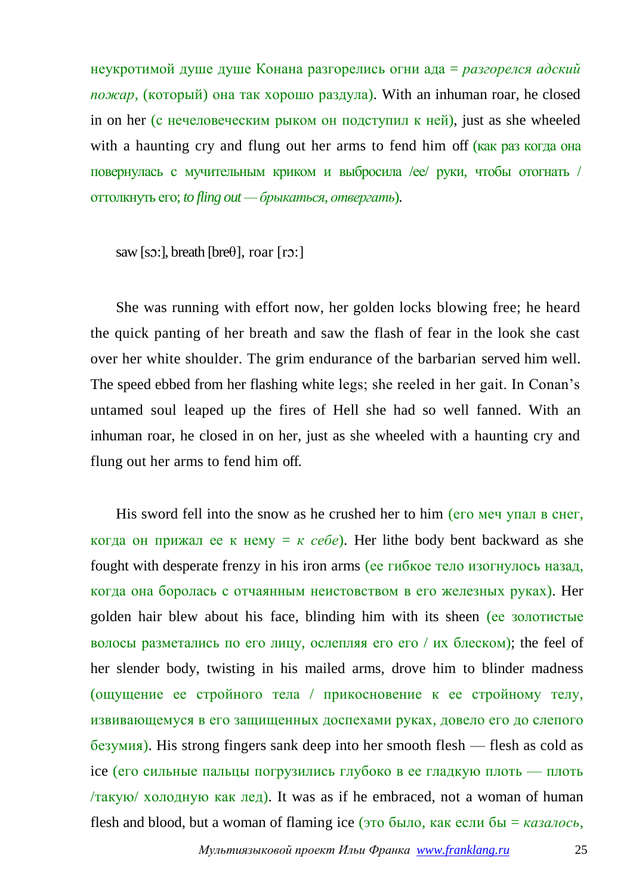неукротимой душе душе Конана разгорелись огни ада = *разгорелся адский пожар*, (который) она так хорошо раздула). With an inhuman roar, he closed in on her (с нечеловеческим рыком он подступил к ней), just as she wheeled with a haunting cry and flung out her arms to fend him off (как раз когда она повернулась с мучительным криком и выбросила /ее/ руки, чтобы отогнать / оттолкнуть его; *to fling out — брыкаться, отвергать*).

saw [sɔ:], breath [breθ], roar [rɔ:]

She was running with effort now, her golden locks blowing free; he heard the quick panting of her breath and saw the flash of fear in the look she cast over her white shoulder. The grim endurance of the barbarian served him well. The speed ebbed from her flashing white legs; she reeled in her gait. In Conan's untamed soul leaped up the fires of Hell she had so well fanned. With an inhuman roar, he closed in on her, just as she wheeled with a haunting cry and flung out her arms to fend him off.

His sword fell into the snow as he crushed her to him (его меч упал в снег, когда он прижал ее к нему = *к себе*). Her lithe body bent backward as she fought with desperate frenzy in his iron arms (ее гибкое тело изогнулось назад, когда она боролась с отчаянным неистовством в его железных руках). Her golden hair blew about his face, blinding him with its sheen (ее золотистые волосы разметались по его лицу, ослепляя его его / их блеском); the feel of her slender body, twisting in his mailed arms, drove him to blinder madness (ощущение ее стройного тела / прикосновение к ее стройному телу, извивающемуся в его защищенных доспехами руках, довело его до слепого безумия). His strong fingers sank deep into her smooth flesh — flesh as cold as ice (его сильные пальцы погрузились глубоко в ее гладкую плоть — плоть /такую/ холодную как лед). It was as if he embraced, not a woman of human flesh and blood, but a woman of flaming ice (это было, как если бы = *казалось*,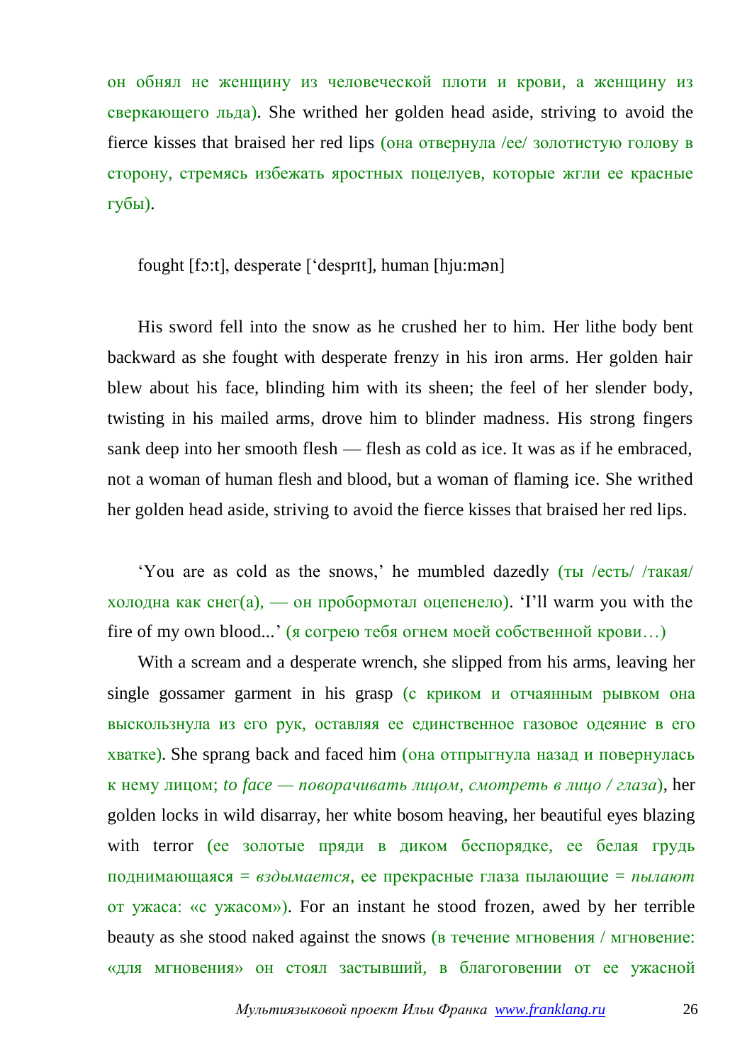он обнял не женщину из человеческой плоти и крови, а женщину из сверкающего льда). She writhed her golden head aside, striving to avoid the fierce kisses that braised her red lips (она отвернула /ее/ золотистую голову в сторону, стремясь избежать яростных поцелуев, которые жгли ее красные губы).

fought [fɔ:t], desperate [‘desprɪt], human [hju:mən]

His sword fell into the snow as he crushed her to him. Her lithe body bent backward as she fought with desperate frenzy in his iron arms. Her golden hair blew about his face, blinding him with its sheen; the feel of her slender body, twisting in his mailed arms, drove him to blinder madness. His strong fingers sank deep into her smooth flesh — flesh as cold as ice. It was as if he embraced, not a woman of human flesh and blood, but a woman of flaming ice. She writhed her golden head aside, striving to avoid the fierce kisses that braised her red lips.

‘You are as cold as the snows,’ he mumbled dazedly (ты /есть/ /такая/ холодна как снег(а), — он пробормотал оцепенело). ‘I’ll warm you with the fire of my own blood...’ (я согрею тебя огнем моей собственной крови…)

With a scream and a desperate wrench, she slipped from his arms, leaving her single gossamer garment in his grasp (с криком и отчаянным рывком она выскользнула из его рук, оставляя ее единственное газовое одеяние в его хватке). She sprang back and faced him (она отпрыгнула назад и повернулась к нему лицом; *to face — поворачивать лицом, смотреть в лицо / глаза*), her golden locks in wild disarray, her white bosom heaving, her beautiful eyes blazing with terror (ее золотые пряди в диком беспорядке, ее белая грудь поднимающаяся = *вздымается*, ее прекрасные глаза пылающие = *пылают* от ужаса: «с ужасом»). For an instant he stood frozen, awed by her terrible beauty as she stood naked against the snows (в течение мгновения / мгновение: «для мгновения» он стоял застывший, в благоговении от ее ужасной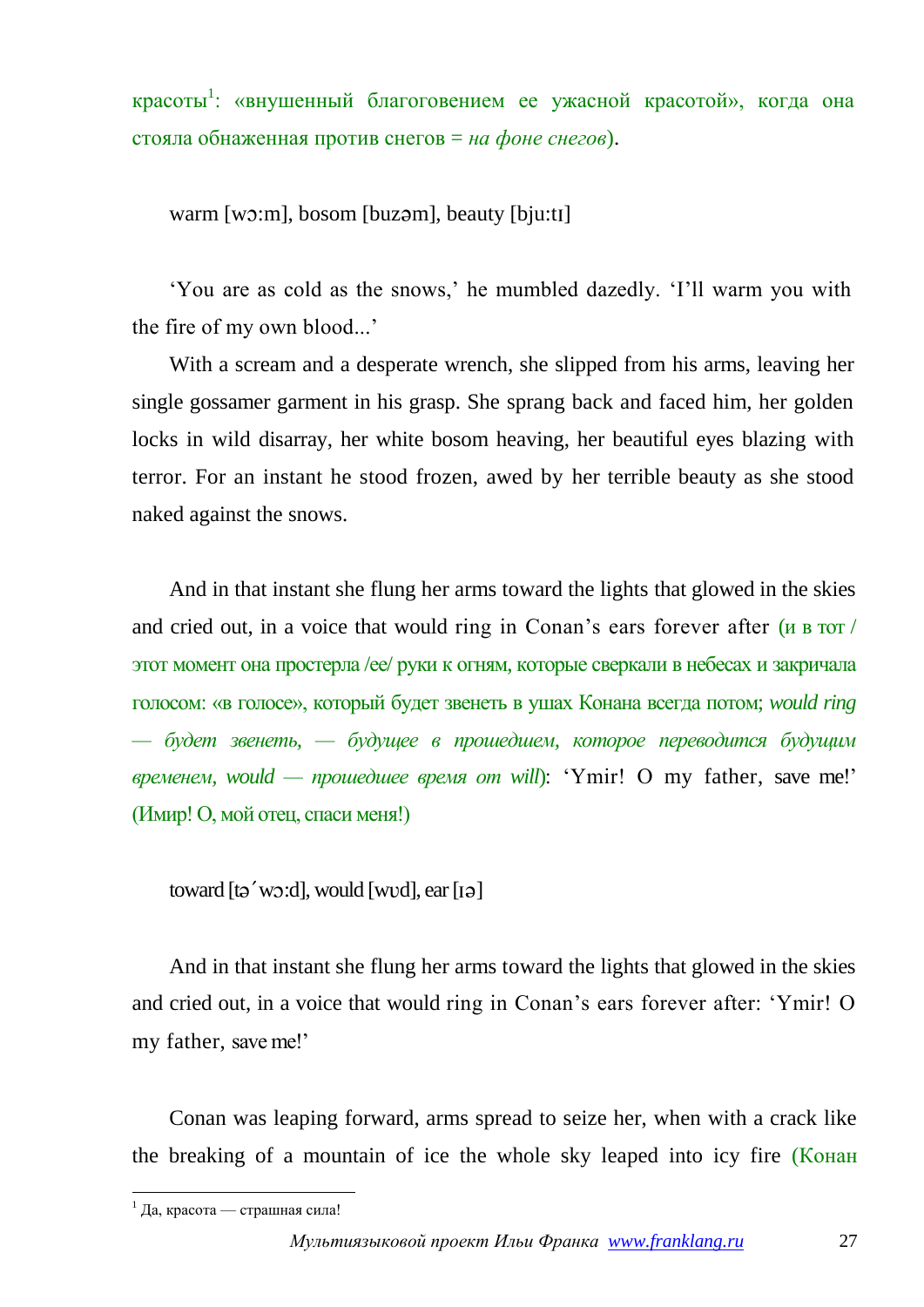красоты[1]: «внушенный благоговением ее ужасной красотой», когда она стояла обнаженная против снегов = *на фоне снегов*).

warm [wɔ:m], bosom [buzəm], beauty [bju:tɪ]

'You are as cold as the snows,' he mumbled dazedly. 'I'll warm you with the fire of my own blood...'

With a scream and a desperate wrench, she slipped from his arms, leaving her single gossamer garment in his grasp. She sprang back and faced him, her golden locks in wild disarray, her white bosom heaving, her beautiful eyes blazing with terror. For an instant he stood frozen, awed by her terrible beauty as she stood naked against the snows.

And in that instant she flung her arms toward the lights that glowed in the skies and cried out, in a voice that would ring in Conan's ears forever after (и в тот / этот момент она простерла /ее/ руки к огням, которые сверкали в небесах и закричала голосом: «в голосе», который будет звенеть в ушах Конана всегда потом; *would ring — будет звенеть, — будущее в прошедшем, которое переводится будущим временем, would — прошедшее время от will*): 'Ymir! O my father, save me!' (Имир! О, мой отец, спаси меня!)

toward [tə´wɔ:d], would [wʊd], ear [ɪə]

And in that instant she flung her arms toward the lights that glowed in the skies and cried out, in a voice that would ring in Conan's ears forever after: 'Ymir! O my father, save me!'

Conan was leaping forward, arms spread to seize her, when with a crack like the breaking of a mountain of ice the whole sky leaped into icy fire (Конан

[1] Да, красота — страшная сила!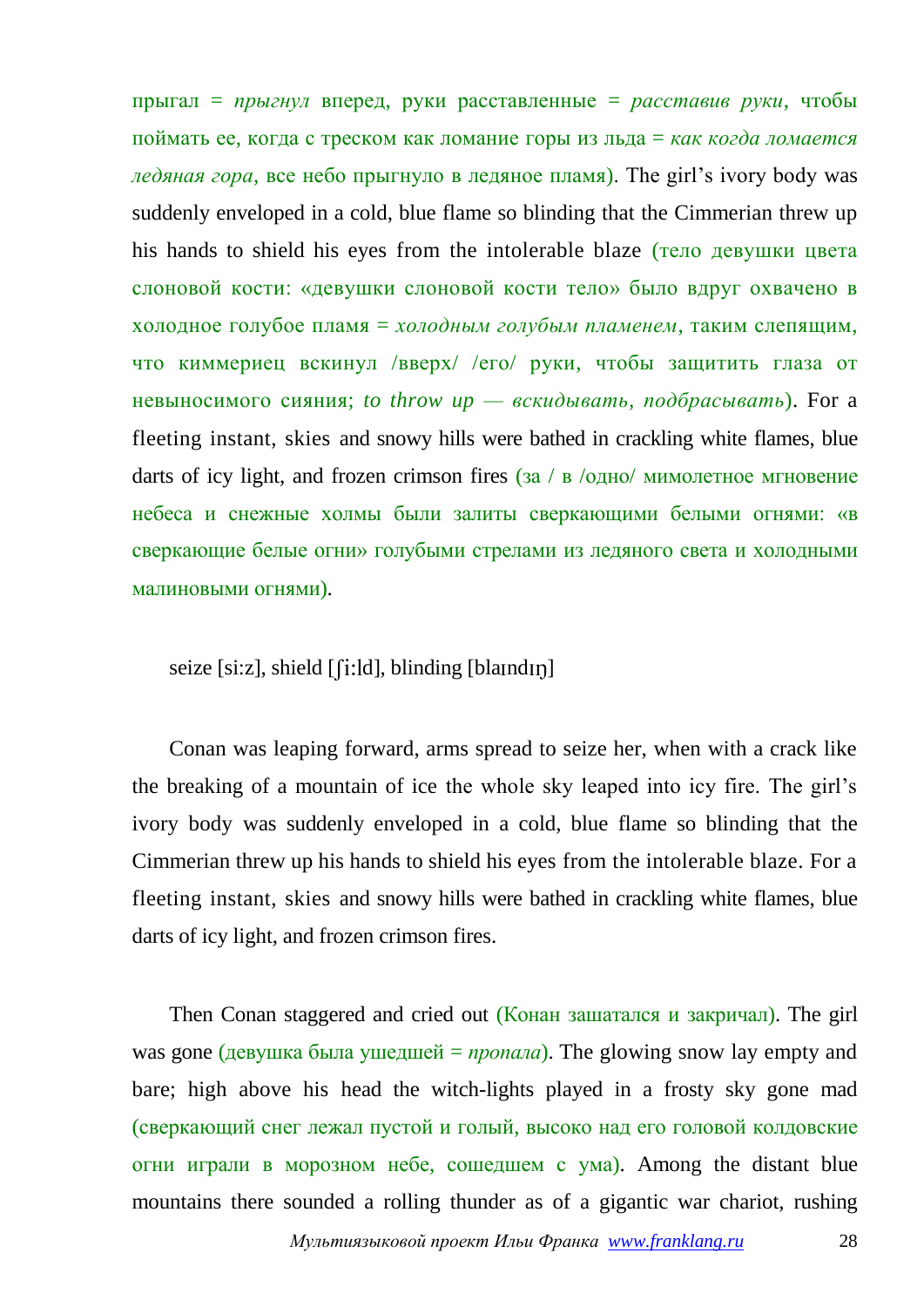прыгал = *прыгнул* вперед, руки расставленные = *расставив руки*, чтобы поймать ее, когда с треском как ломание горы из льда = *как когда ломается ледяная гора*, все небо прыгнуло в ледяное пламя). The girl's ivory body was suddenly enveloped in a cold, blue flame so blinding that the Cimmerian threw up his hands to shield his eyes from the intolerable blaze (тело девушки цвета слоновой кости: «девушки слоновой кости тело» было вдруг охвачено в холодное голубое пламя = *холодным голубым пламенем*, таким слепящим, что киммериец вскинул /вверх/ /его/ руки, чтобы защитить глаза от невыносимого сияния; *to throw up — вскидывать, подбрасывать*). For a fleeting instant, skies and snowy hills were bathed in crackling white flames, blue darts of icy light, and frozen crimson fires (за / в /одно/ мимолетное мгновение небеса и снежные холмы были залиты сверкающими белыми огнями: «в сверкающие белые огни» голубыми стрелами из ледяного света и холодными малиновыми огнями).

seize [si:z], shield [ʃi:ld], blinding [blaɪndɪŋ]

Conan was leaping forward, arms spread to seize her, when with a crack like the breaking of a mountain of ice the whole sky leaped into icy fire. The girl's ivory body was suddenly enveloped in a cold, blue flame so blinding that the Cimmerian threw up his hands to shield his eyes from the intolerable blaze. For a fleeting instant, skies and snowy hills were bathed in crackling white flames, blue darts of icy light, and frozen crimson fires.

Then Conan staggered and cried out (Конан зашатался и закричал). The girl was gone (девушка была ушедшей = *пропала*). The glowing snow lay empty and bare; high above his head the witch-lights played in a frosty sky gone mad (сверкающий снег лежал пустой и голый, высоко над его головой колдовские огни играли в морозном небе, сошедшем с ума). Among the distant blue mountains there sounded a rolling thunder as of a gigantic war chariot, rushing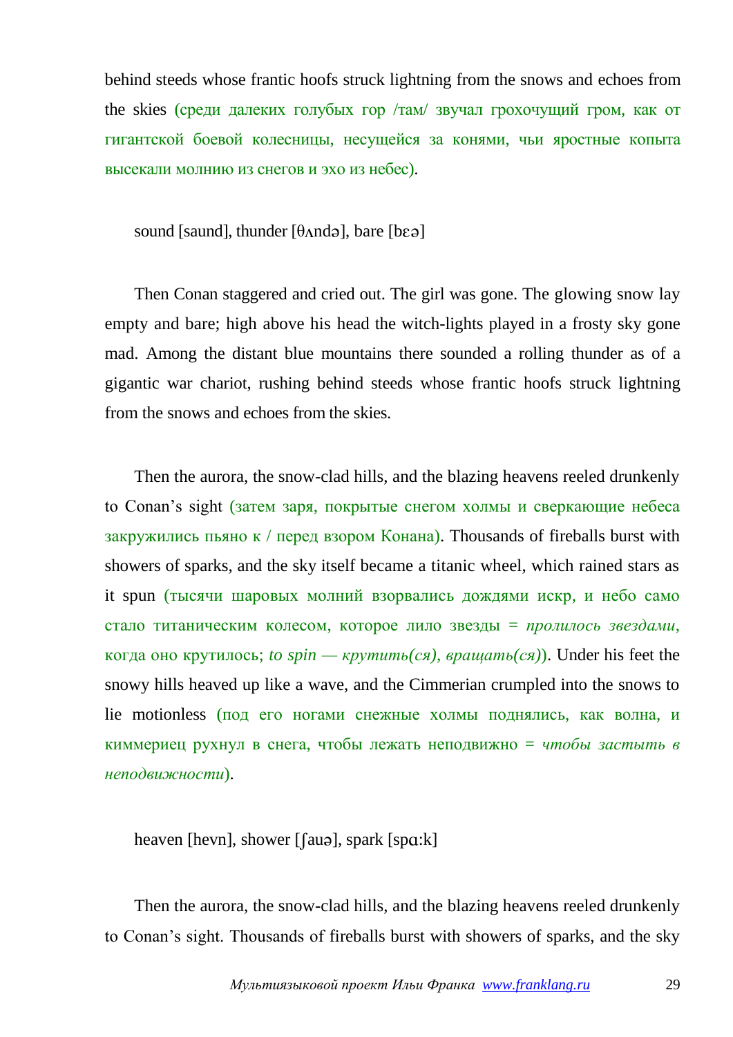behind steeds whose frantic hoofs struck lightning from the snows and echoes from the skies (среди далеких голубых гор /там/ звучал грохочущий гром, как от гигантской боевой колесницы, несущейся за конями, чьи яростные копыта высекали молнию из снегов и эхо из небес).

sound [saund], thunder [θʌndə], bare [bɛə]

Then Conan staggered and cried out. The girl was gone. The glowing snow lay empty and bare; high above his head the witch-lights played in a frosty sky gone mad. Among the distant blue mountains there sounded a rolling thunder as of a gigantic war chariot, rushing behind steeds whose frantic hoofs struck lightning from the snows and echoes from the skies.

Then the aurora, the snow-clad hills, and the blazing heavens reeled drunkenly to Conan's sight (затем заря, покрытые снегом холмы и сверкающие небеса закружились пьяно к / перед взором Конана). Thousands of fireballs burst with showers of sparks, and the sky itself became a titanic wheel, which rained stars as it spun (тысячи шаровых молний взорвались дождями искр, и небо само стало титаническим колесом, которое лило звезды = *пролилось звездами*, когда оно крутилось; *to spin — крутить(ся), вращать(ся)*). Under his feet the snowy hills heaved up like a wave, and the Cimmerian crumpled into the snows to lie motionless (под его ногами снежные холмы поднялись, как волна, и киммериец рухнул в снега, чтобы лежать неподвижно = *чтобы застыть в неподвижности*).

heaven [hevn], shower [ʃauə], spark [spɑ:k]

Then the aurora, the snow-clad hills, and the blazing heavens reeled drunkenly to Conan's sight. Thousands of fireballs burst with showers of sparks, and the sky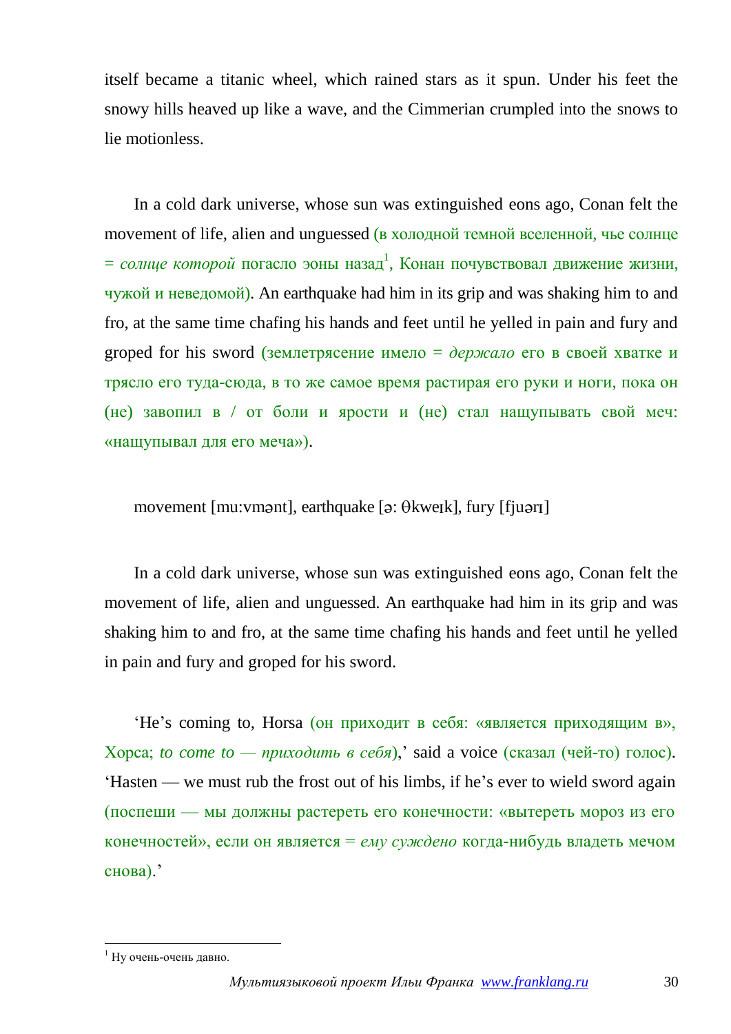itself became a titanic wheel, which rained stars as it spun. Under his feet the snowy hills heaved up like a wave, and the Cimmerian crumpled into the snows to lie motionless.

In a cold dark universe, whose sun was extinguished eons ago, Conan felt the movement of life, alien and unguessed (в холодной темной вселенной, чье солнце = *солнце которой* погасло эоны назад[1], Конан почувствовал движение жизни, чужой и неведомой). An earthquake had him in its grip and was shaking him to and fro, at the same time chafing his hands and feet until he yelled in pain and fury and groped for his sword (землетрясение имело = *держало* его в своей хватке и трясло его туда-сюда, в то же самое время растирая его руки и ноги, пока он (не) завопил в / от боли и ярости и (не) стал нащупывать свой меч: «нащупывал для его меча»).

movement [mu:vmənt], earthquake [ə: θkweɪk], fury [fjuərɪ]

In a cold dark universe, whose sun was extinguished eons ago, Conan felt the movement of life, alien and unguessed. An earthquake had him in its grip and was shaking him to and fro, at the same time chafing his hands and feet until he yelled in pain and fury and groped for his sword.

'He's coming to, Horsa (он приходит в себя: «является приходящим в», Хорса; *to come to — приходить в себя*),' said a voice (сказал (чей-то) голос). 'Hasten — we must rub the frost out of his limbs, if he's ever to wield sword again (поспеши — мы должны растереть его конечности: «вытереть мороз из его конечностей», если он является = *ему суждено* когда-нибудь владеть мечом снова).'

[1] Ну очень-очень давно.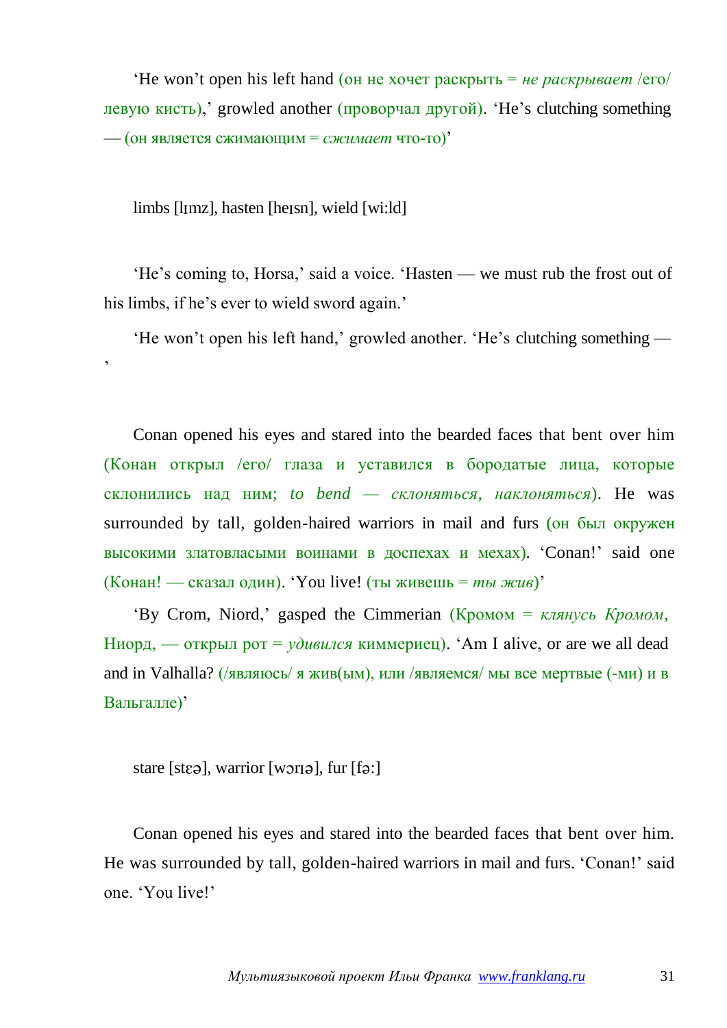'He won't open his left hand (он не хочет раскрыть = *не раскрывает* /его/ левую кисть),' growled another (проворчал другой). 'He's clutching something — (он является сжимающим = *сжимает* что-то)'

limbs [lɪmz], hasten [heɪsn], wield [wi:ld]

'He's coming to, Horsa,' said a voice. 'Hasten — we must rub the frost out of his limbs, if he's ever to wield sword again.'

'He won't open his left hand,' growled another. 'He's clutching something — '

Conan opened his eyes and stared into the bearded faces that bent over him (Конан открыл /его/ глаза и уставился в бородатые лица, которые склонились над ним; *to bend — склоняться, наклоняться*). He was surrounded by tall, golden-haired warriors in mail and furs (он был окружен высокими златовласыми воинами в доспехах и мехах). 'Conan!' said one (Конан! — сказал один). 'You live! (ты живешь = *ты жив*)'

'By Crom, Niord,' gasped the Cimmerian (Кромом = *клянусь Кромом*, Ниорд, — открыл рот = *удивился* киммериец). 'Am I alive, or are we all dead and in Valhalla? (/являюсь/ я жив(ым), или /являемся/ мы все мертвые (-ми) и в Вальгалле)'

stare [stɛə], warrior [wɔrɪə], fur [fə:]

Conan opened his eyes and stared into the bearded faces that bent over him. He was surrounded by tall, golden-haired warriors in mail and furs. 'Conan!' said one. 'You live!'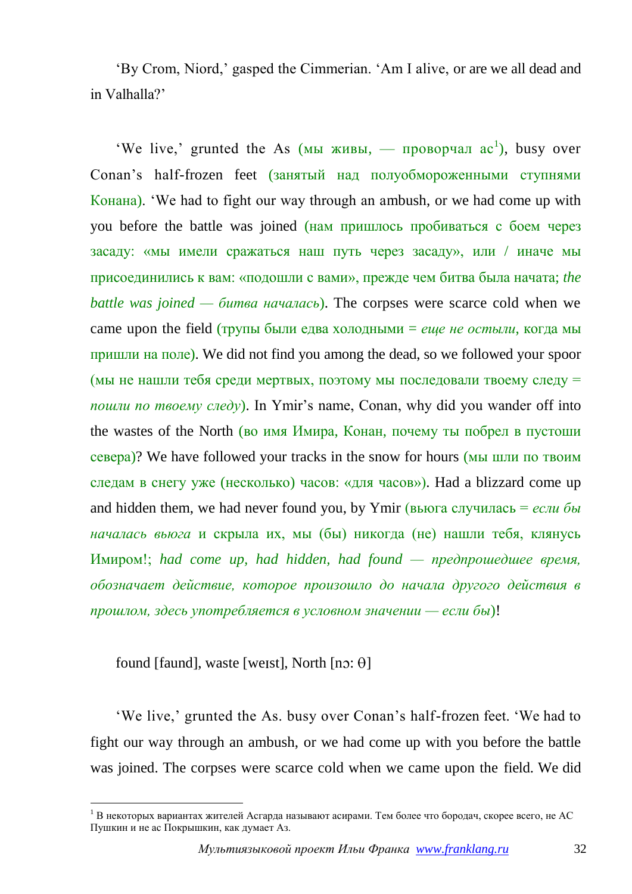'By Crom, Niord,' gasped the Cimmerian. 'Am I alive, or are we all dead and in Valhalla?'

'We live,' grunted the As (мы живы, — проворчал ас[1]), busy over Conan's half-frozen feet (занятый над полуобмороженными ступнями Конана). 'We had to fight our way through an ambush, or we had come up with you before the battle was joined (нам пришлось пробиваться с боем через засаду: «мы имели сражаться наш путь через засаду», или / иначе мы присоединились к вам: «подошли с вами», прежде чем битва была начата; *the battle was joined — битва началась*). The corpses were scarce cold when we came upon the field (трупы были едва холодными = *еще не остыли*, когда мы пришли на поле). We did not find you among the dead, so we followed your spoor (мы не нашли тебя среди мертвых, поэтому мы последовали твоему следу = *пошли по твоему следу*). In Ymir's name, Conan, why did you wander off into the wastes of the North (во имя Имира, Конан, почему ты побрел в пустоши севера)? We have followed your tracks in the snow for hours (мы шли по твоим следам в снегу уже (несколько) часов: «для часов»). Had a blizzard come up and hidden them, we had never found you, by Ymir (вьюга случилась = *если бы началась вьюга* и скрыла их, мы (бы) никогда (не) нашли тебя, клянусь Имиром!; *had come up, had hidden, had found — предпрошедшее время, обозначает действие, которое произошло до начала другого действия в прошлом, здесь употребляется в условном значении — если бы*)!

found [faund], waste [weɪst], North [nɔ: θ]

'We live,' grunted the As. busy over Conan's half-frozen feet. 'We had to fight our way through an ambush, or we had come up with you before the battle was joined. The corpses were scarce cold when we came upon the field. We did

[1] В некоторых вариантах жителей Асгарда называют асирами. Тем более что бородач, скорее всего, не АС Пушкин и не ас Покрышкин, как думает Аз.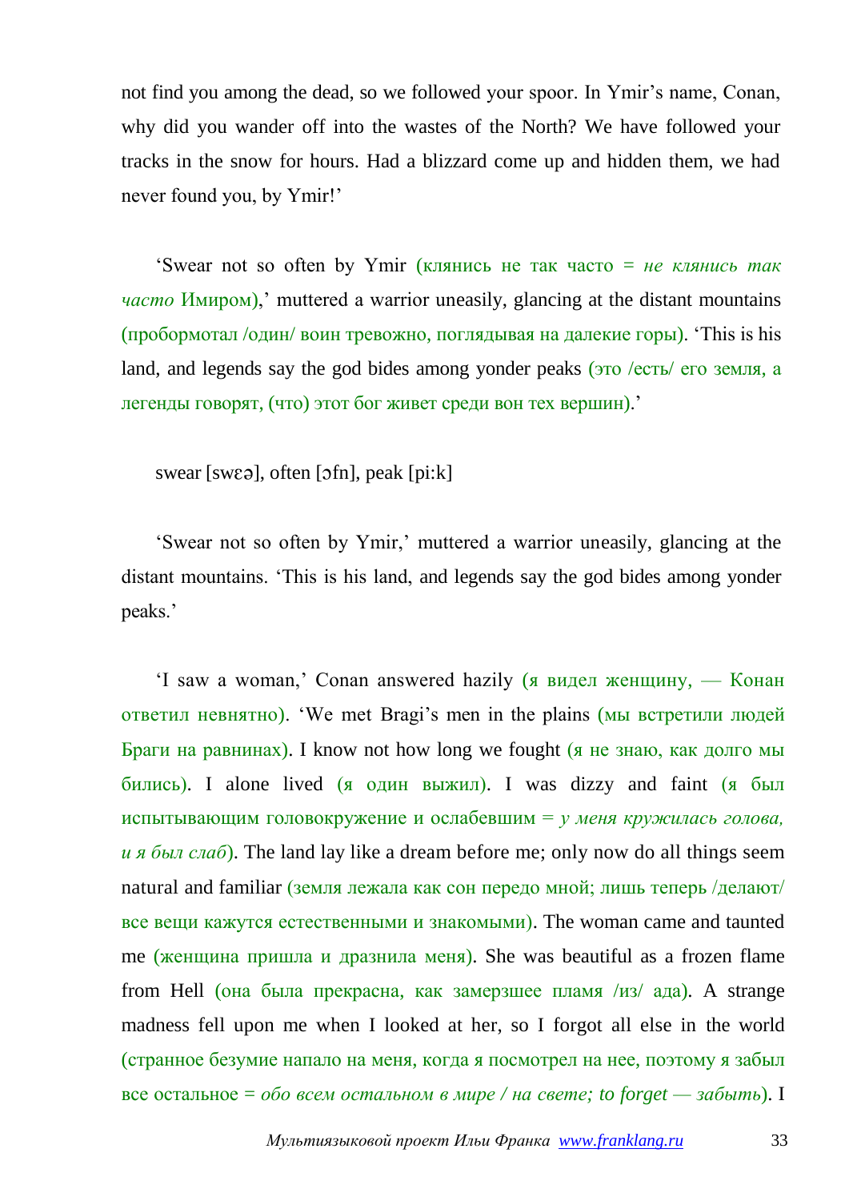not find you among the dead, so we followed your spoor. In Ymir's name, Conan, why did you wander off into the wastes of the North? We have followed your tracks in the snow for hours. Had a blizzard come up and hidden them, we had never found you, by Ymir!'

'Swear not so often by Ymir (клянись не так часто = *не клянись так часто* Имиром),' muttered a warrior uneasily, glancing at the distant mountains (пробормотал /один/ воин тревожно, поглядывая на далекие горы). 'This is his land, and legends say the god bides among yonder peaks (это /есть/ его земля, а легенды говорят, (что) этот бог живет среди вон тех вершин).'

swear [swɛə], often [ɔfn], peak [pi:k]

'Swear not so often by Ymir,' muttered a warrior uneasily, glancing at the distant mountains. 'This is his land, and legends say the god bides among yonder peaks.'

'I saw a woman,' Conan answered hazily (я видел женщину, — Конан ответил невнятно). 'We met Bragi's men in the plains (мы встретили людей Браги на равнинах). I know not how long we fought (я не знаю, как долго мы бились). I alone lived (я один выжил). I was dizzy and faint (я был испытывающим головокружение и ослабевшим = *у меня кружилась голова, и я был слаб*). The land lay like a dream before me; only now do all things seem natural and familiar (земля лежала как сон передо мной; лишь теперь /делают/ все вещи кажутся естественными и знакомыми). The woman came and taunted me (женщина пришла и дразнила меня). She was beautiful as a frozen flame from Hell (она была прекрасна, как замерзшее пламя /из/ ада). A strange madness fell upon me when I looked at her, so I forgot all else in the world (странное безумие напало на меня, когда я посмотрел на нее, поэтому я забыл все остальное = *обо всем остальном в мире / на свете; to forget — забыть*). I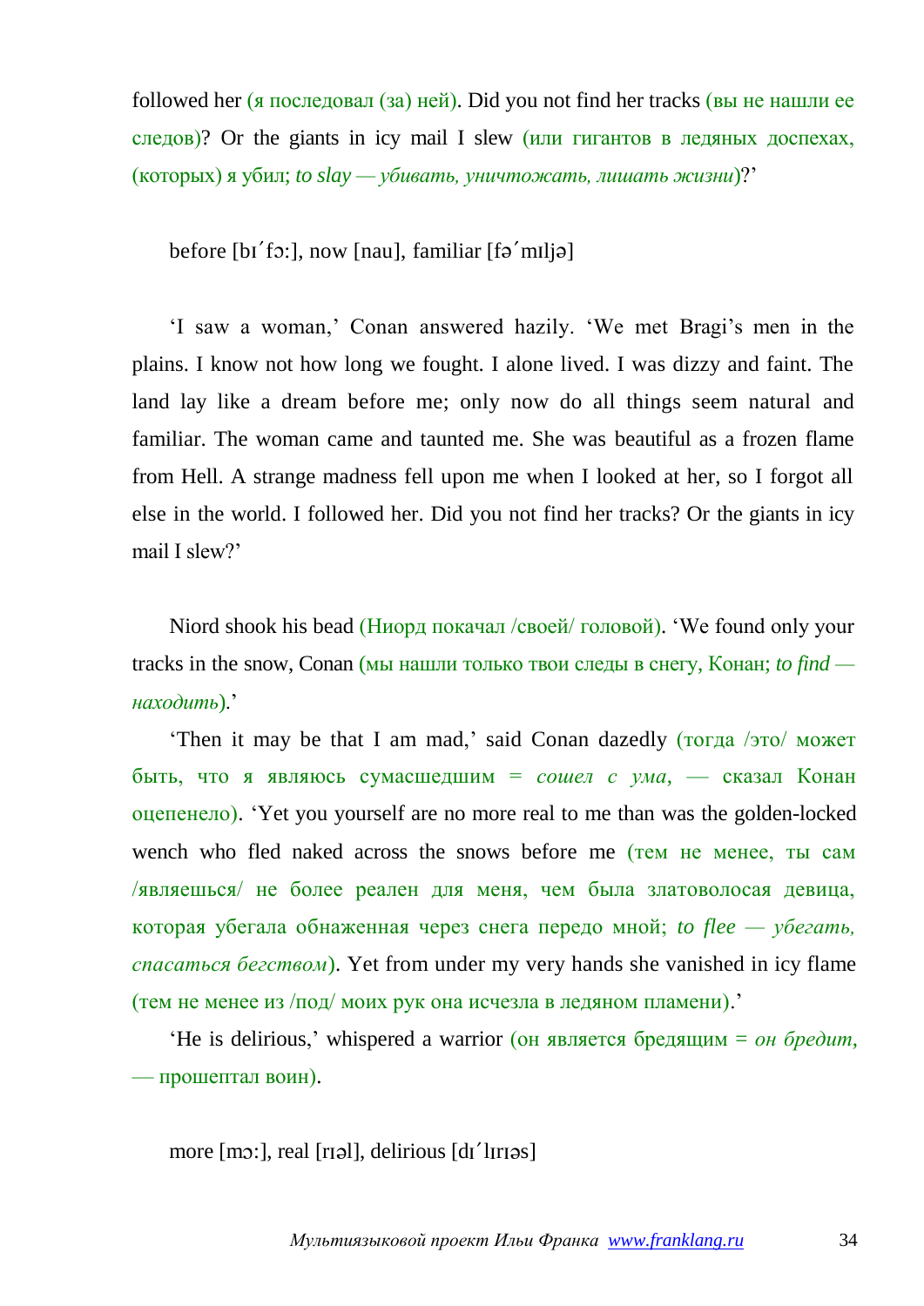followed her (я последовал (за) ней). Did you not find her tracks (вы не нашли ее следов)? Or the giants in icy mail I slew (или гигантов в ледяных доспехах, (которых) я убил; *to slay — убивать, уничтожать, лишать жизни*)?'

before [bɪˊfɔ:], now [nau], familiar [fəˊmɪljə]

'I saw a woman,' Conan answered hazily. 'We met Bragi's men in the plains. I know not how long we fought. I alone lived. I was dizzy and faint. The land lay like a dream before me; only now do all things seem natural and familiar. The woman came and taunted me. She was beautiful as a frozen flame from Hell. A strange madness fell upon me when I looked at her, so I forgot all else in the world. I followed her. Did you not find her tracks? Or the giants in icy mail I slew?'

Niord shook his bead (Ниорд покачал /своей/ головой). 'We found only your tracks in the snow, Conan (мы нашли только твои следы в снегу, Конан; *to find — находить*).'

'Then it may be that I am mad,' said Conan dazedly (тогда /это/ может быть, что я являюсь сумасшедшим = *сошел с ума*, — сказал Конан оцепенело). 'Yet you yourself are no more real to me than was the golden-locked wench who fled naked across the snows before me (тем не менее, ты сам /являешься/ не более реален для меня, чем была златоволосая девица, которая убегала обнаженная через снега передо мной; *to flee — убегать, спасаться бегством*). Yet from under my very hands she vanished in icy flame (тем не менее из /под/ моих рук она исчезла в ледяном пламени).'

'He is delirious,' whispered a warrior (он является бредящим = *он бредит*, — прошептал воин).

more [mɔ:], real [rɪəl], delirious [dɪˊlɪrɪəs]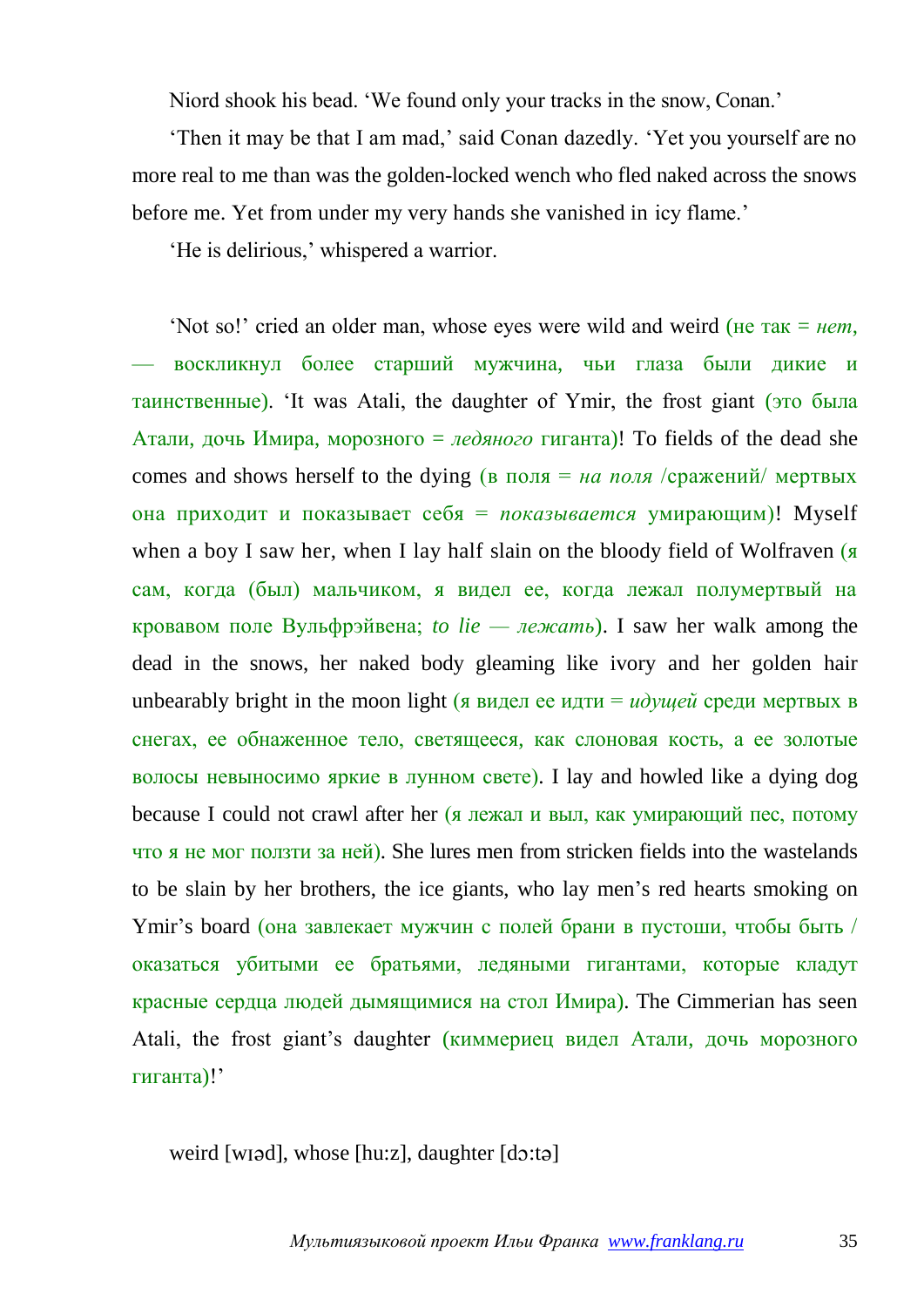Niord shook his bead. 'We found only your tracks in the snow, Conan.'

'Then it may be that I am mad,' said Conan dazedly. 'Yet you yourself are no more real to me than was the golden-locked wench who fled naked across the snows before me. Yet from under my very hands she vanished in icy flame.'

'He is delirious,' whispered a warrior.

'Not so!' cried an older man, whose eyes were wild and weird (не так = *нет*, — воскликнул более старший мужчина, чьи глаза были дикие и таинственные). 'It was Atali, the daughter of Ymir, the frost giant (это была Атали, дочь Имира, морозного = *ледяного* гиганта)! To fields of the dead she comes and shows herself to the dying (в поля = *на поля* /сражений/ мертвых она приходит и показывает себя = *показывается* умирающим)! Myself when a boy I saw her, when I lay half slain on the bloody field of Wolfraven (я сам, когда (был) мальчиком, я видел ее, когда лежал полумертвый на кровавом поле Вульфрэйвена; *to lie — лежать*). I saw her walk among the dead in the snows, her naked body gleaming like ivory and her golden hair unbearably bright in the moon light (я видел ее идти = *идущей* среди мертвых в снегах, ее обнаженное тело, светящееся, как слоновая кость, а ее золотые волосы невыносимо яркие в лунном свете). I lay and howled like a dying dog because I could not crawl after her (я лежал и выл, как умирающий пес, потому что я не мог ползти за ней). She lures men from stricken fields into the wastelands to be slain by her brothers, the ice giants, who lay men's red hearts smoking on Ymir's board (она завлекает мужчин с полей брани в пустоши, чтобы быть / оказаться убитыми ее братьями, ледяными гигантами, которые кладут красные сердца людей дымящимися на стол Имира). The Cimmerian has seen Atali, the frost giant's daughter (киммериец видел Атали, дочь морозного гиганта)!'

weird [wɪəd], whose [hu:z], daughter [dɔ:tə]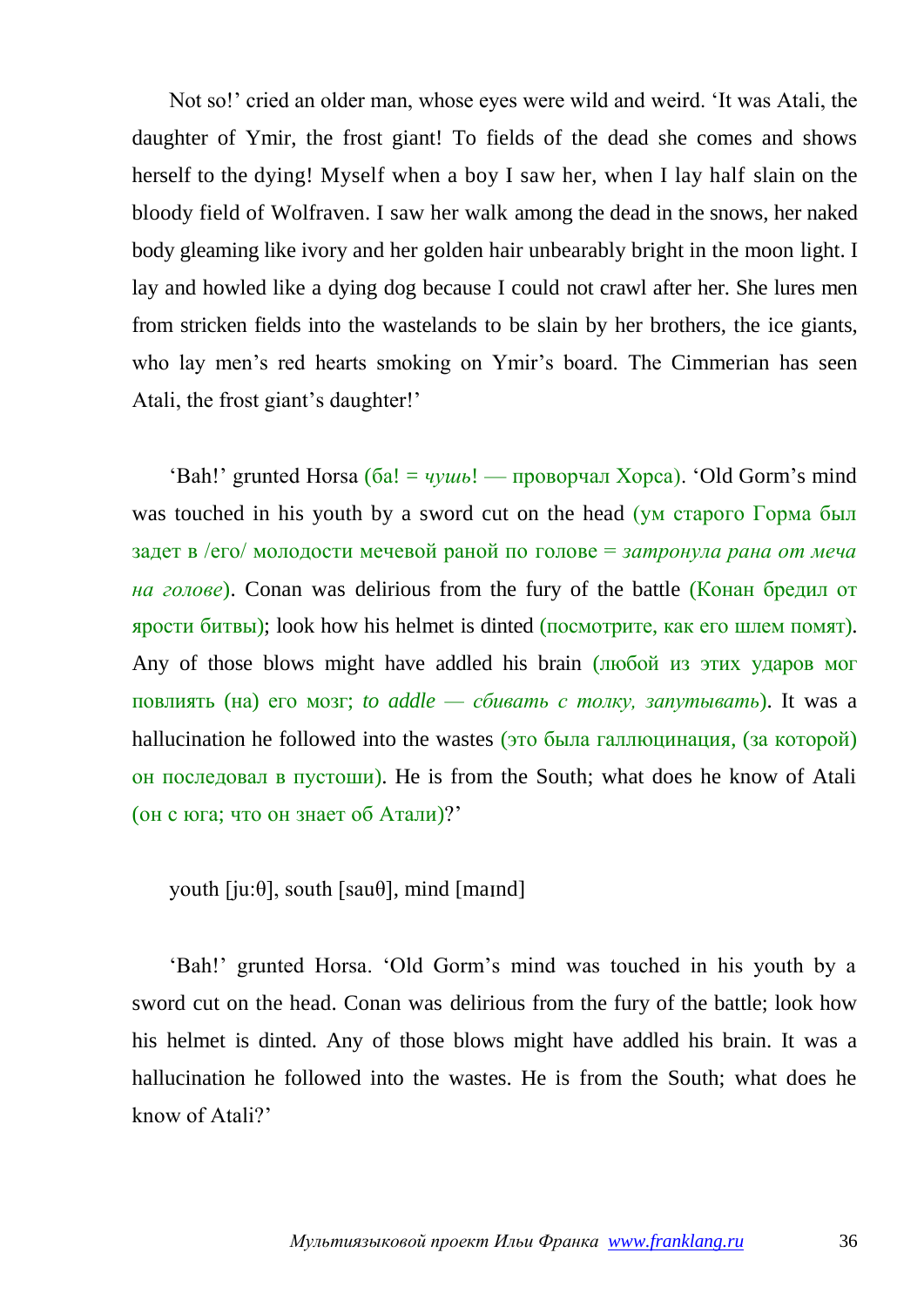Not so!' cried an older man, whose eyes were wild and weird. 'It was Atali, the daughter of Ymir, the frost giant! To fields of the dead she comes and shows herself to the dying! Myself when a boy I saw her, when I lay half slain on the bloody field of Wolfraven. I saw her walk among the dead in the snows, her naked body gleaming like ivory and her golden hair unbearably bright in the moon light. I lay and howled like a dying dog because I could not crawl after her. She lures men from stricken fields into the wastelands to be slain by her brothers, the ice giants, who lay men's red hearts smoking on Ymir's board. The Cimmerian has seen Atali, the frost giant's daughter!'

'Bah!' grunted Horsa (ба! = *чушь*! — проворчал Хорса). 'Old Gorm's mind was touched in his youth by a sword cut on the head (ум старого Горма был задет в /его/ молодости мечевой раной по голове = *затронула рана от меча на голове*). Conan was delirious from the fury of the battle (Конан бредил от ярости битвы); look how his helmet is dinted (посмотрите, как его шлем помят). Any of those blows might have addled his brain (любой из этих ударов мог повлиять (на) его мозг; *to addle — сбивать с толку, запутывать*). It was a hallucination he followed into the wastes (это была галлюцинация, (за которой) он последовал в пустоши). He is from the South; what does he know of Atali (он с юга; что он знает об Атали)?'

youth [ju:θ], south [sauθ], mind [maɪnd]

'Bah!' grunted Horsa. 'Old Gorm's mind was touched in his youth by a sword cut on the head. Conan was delirious from the fury of the battle; look how his helmet is dinted. Any of those blows might have addled his brain. It was a hallucination he followed into the wastes. He is from the South; what does he know of Atali?'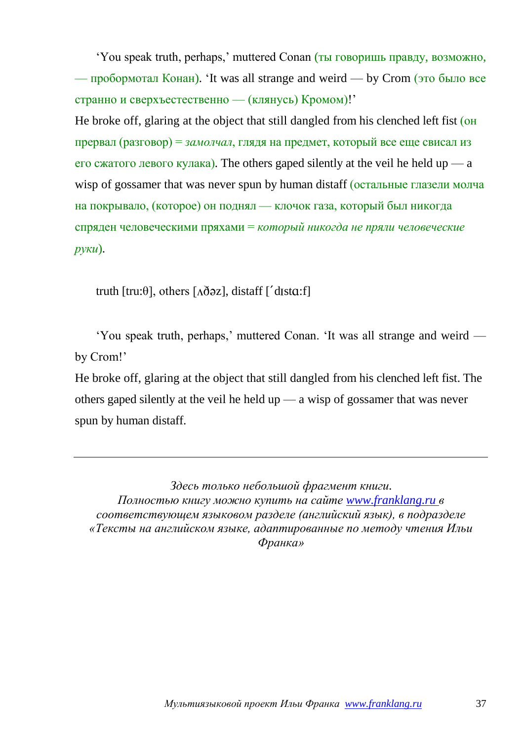‘You speak truth, perhaps,’ muttered Conan (ты говоришь правду, возможно, — пробормотал Конан). ‘It was all strange and weird — by Crom (это было все странно и сверхъестественно — (клянусь) Кромом)!’

He broke off, glaring at the object that still dangled from his clenched left fist (он прервал (разговор) = *замолчал*, глядя на предмет, который все еще свисал из его сжатого левого кулака). The others gaped silently at the veil he held up — a wisp of gossamer that was never spun by human distaff (остальные глазели молча на покрывало, (которое) он поднял — клочок газа, который был никогда спряден человеческими пряхами = *который никогда не пряли человеческие руки*).

truth [tru:θ], others [ʌðəz], distaff [΄dɪstɑ:f]

‘You speak truth, perhaps,’ muttered Conan. ‘It was all strange and weird — by Crom!’

He broke off, glaring at the object that still dangled from his clenched left fist. The others gaped silently at the veil he held up — a wisp of gossamer that was never spun by human distaff.

---

*Здесь только небольшой фрагмент книги.*
*Полностью книгу можно купить на сайте www.franklang.ru в соответствующем языковом разделе (английский язык), в подразделе «Тексты на английском языке, адаптированные по методу чтения Ильи Франка»*